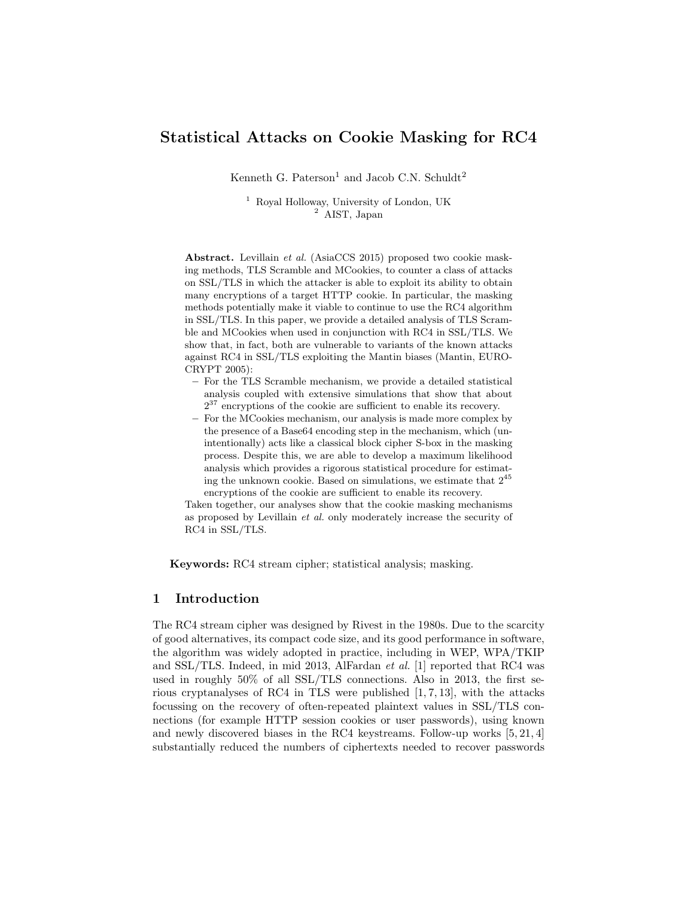# Statistical Attacks on Cookie Masking for RC4

Kenneth G. Paterson[1] and Jacob C.N. Schuldt[2]

[1] Royal Holloway, University of London, UK
[2] AIST, Japan

**Abstract.** Levillain *et al.* (AsiaCCS 2015) proposed two cookie masking methods, TLS Scramble and MCookies, to counter a class of attacks on SSL/TLS in which the attacker is able to exploit its ability to obtain many encryptions of a target HTTP cookie. In particular, the masking methods potentially make it viable to continue to use the RC4 algorithm in SSL/TLS. In this paper, we provide a detailed analysis of TLS Scramble and MCookies when used in conjunction with RC4 in SSL/TLS. We show that, in fact, both are vulnerable to variants of the known attacks against RC4 in SSL/TLS exploiting the Mantin biases (Mantin, EUROCRYPT 2005):

- For the TLS Scramble mechanism, we provide a detailed statistical analysis coupled with extensive simulations that show that about $2^{37}$ encryptions of the cookie are sufficient to enable its recovery.
- For the MCookies mechanism, our analysis is made more complex by the presence of a Base64 encoding step in the mechanism, which (unintentionally) acts like a classical block cipher S-box in the masking process. Despite this, we are able to develop a maximum likelihood analysis which provides a rigorous statistical procedure for estimating the unknown cookie. Based on simulations, we estimate that $2^{45}$ encryptions of the cookie are sufficient to enable its recovery.

Taken together, our analyses show that the cookie masking mechanisms as proposed by Levillain *et al.* only moderately increase the security of RC4 in SSL/TLS.

**Keywords:** RC4 stream cipher; statistical analysis; masking.

## 1 Introduction

The RC4 stream cipher was designed by Rivest in the 1980s. Due to the scarcity of good alternatives, its compact code size, and its good performance in software, the algorithm was widely adopted in practice, including in WEP, WPA/TKIP and SSL/TLS. Indeed, in mid 2013, AlFardan *et al.* [1] reported that RC4 was used in roughly 50% of all SSL/TLS connections. Also in 2013, the first serious cryptanalyses of RC4 in TLS were published [1, 7, 13], with the attacks focussing on the recovery of often-repeated plaintext values in SSL/TLS connections (for example HTTP session cookies or user passwords), using known and newly discovered biases in the RC4 keystreams. Follow-up works [5, 21, 4] substantially reduced the numbers of ciphertexts needed to recover passwords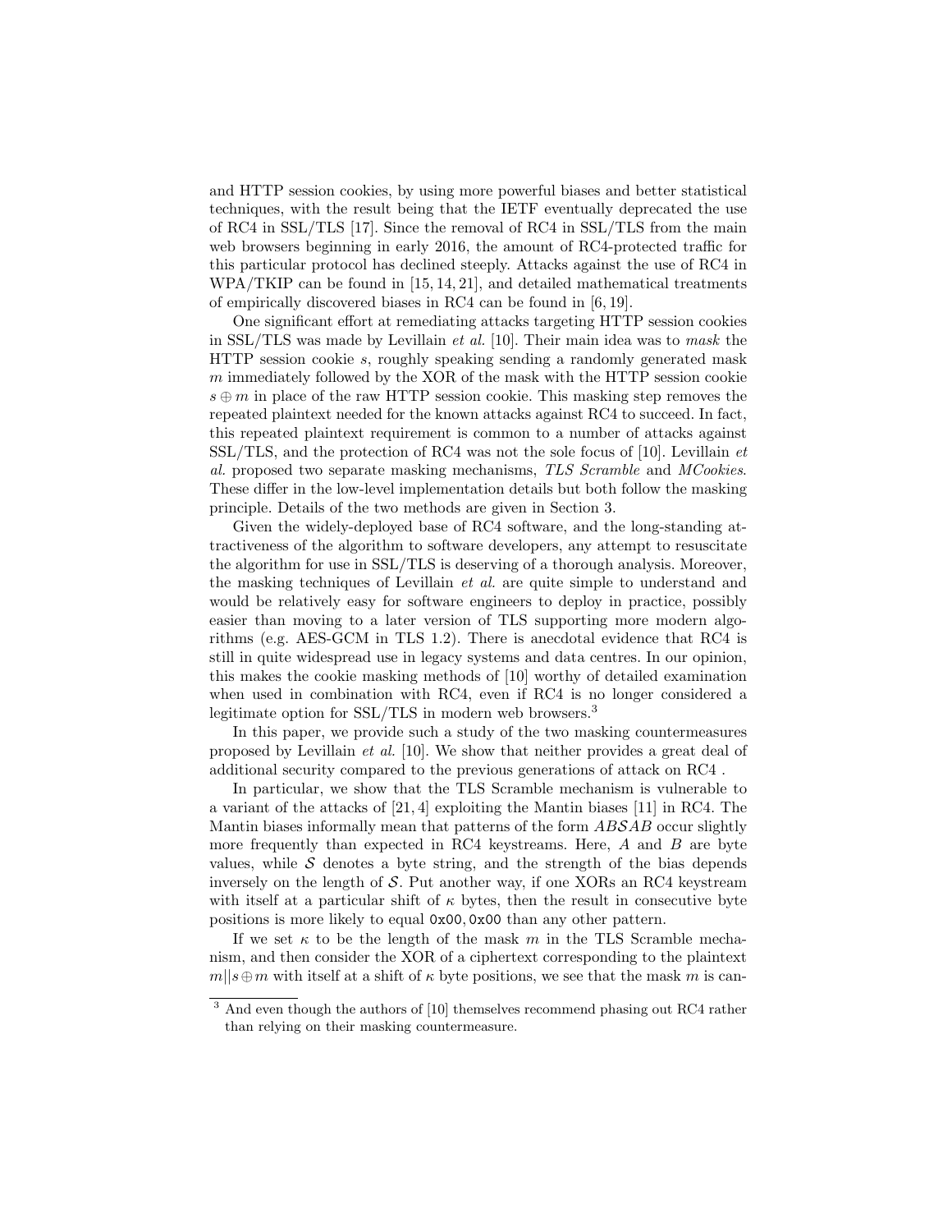and HTTP session cookies, by using more powerful biases and better statistical techniques, with the result being that the IETF eventually deprecated the use of RC4 in SSL/TLS [17]. Since the removal of RC4 in SSL/TLS from the main web browsers beginning in early 2016, the amount of RC4-protected traffic for this particular protocol has declined steeply. Attacks against the use of RC4 in WPA/TKIP can be found in [15, 14, 21], and detailed mathematical treatments of empirically discovered biases in RC4 can be found in [6, 19].

One significant effort at remediating attacks targeting HTTP session cookies in SSL/TLS was made by Levillain *et al.* [10]. Their main idea was to *mask* the HTTP session cookie $s$, roughly speaking sending a randomly generated mask $m$ immediately followed by the XOR of the mask with the HTTP session cookie $s \oplus m$ in place of the raw HTTP session cookie. This masking step removes the repeated plaintext needed for the known attacks against RC4 to succeed. In fact, this repeated plaintext requirement is common to a number of attacks against SSL/TLS, and the protection of RC4 was not the sole focus of [10]. Levillain *et al.* proposed two separate masking mechanisms, *TLS Scramble* and *MCookies*. These differ in the low-level implementation details but both follow the masking principle. Details of the two methods are given in Section 3.

Given the widely-deployed base of RC4 software, and the long-standing attractiveness of the algorithm to software developers, any attempt to resuscitate the algorithm for use in SSL/TLS is deserving of a thorough analysis. Moreover, the masking techniques of Levillain *et al.* are quite simple to understand and would be relatively easy for software engineers to deploy in practice, possibly easier than moving to a later version of TLS supporting more modern algorithms (e.g. AES-GCM in TLS 1.2). There is anecdotal evidence that RC4 is still in quite widespread use in legacy systems and data centres. In our opinion, this makes the cookie masking methods of [10] worthy of detailed examination when used in combination with RC4, even if RC4 is no longer considered a legitimate option for SSL/TLS in modern web browsers.[3]

In this paper, we provide such a study of the two masking countermeasures proposed by Levillain *et al.* [10]. We show that neither provides a great deal of additional security compared to the previous generations of attack on RC4 .

In particular, we show that the TLS Scramble mechanism is vulnerable to a variant of the attacks of [21, 4] exploiting the Mantin biases [11] in RC4. The Mantin biases informally mean that patterns of the form $AB\mathcal{S}AB$ occur slightly more frequently than expected in RC4 keystreams. Here, $A$ and $B$ are byte values, while $\mathcal{S}$ denotes a byte string, and the strength of the bias depends inversely on the length of $\mathcal{S}$. Put another way, if one XORs an RC4 keystream with itself at a particular shift of $\kappa$ bytes, then the result in consecutive byte positions is more likely to equal `0x00`, `0x00` than any other pattern.

If we set $\kappa$ to be the length of the mask $m$ in the TLS Scramble mechanism, and then consider the XOR of a ciphertext corresponding to the plaintext $m||s \oplus m$ with itself at a shift of $\kappa$ byte positions, we see that the mask $m$ is can-

[3] And even though the authors of [10] themselves recommend phasing out RC4 rather than relying on their masking countermeasure.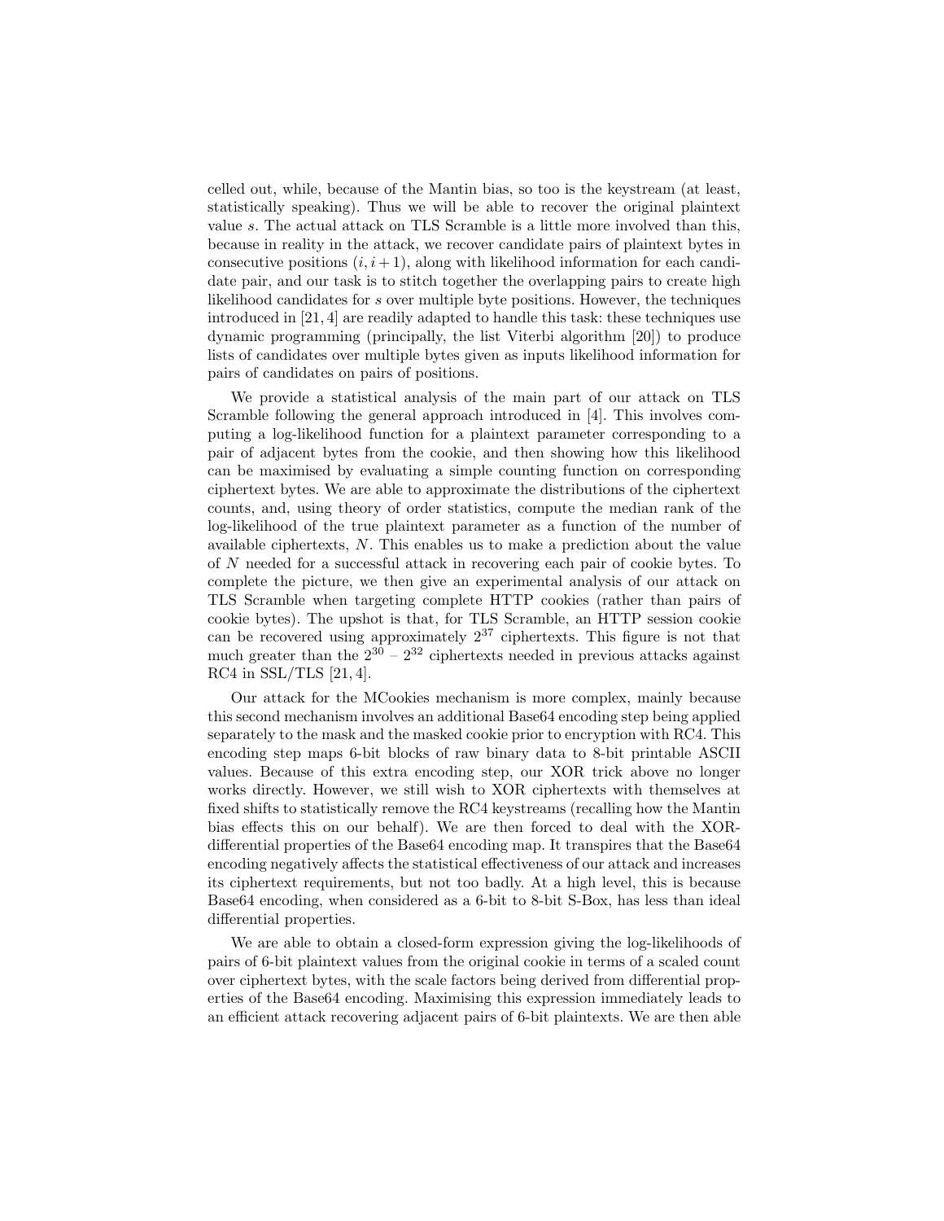celled out, while, because of the Mantin bias, so too is the keystream (at least, statistically speaking). Thus we will be able to recover the original plaintext value $s$. The actual attack on TLS Scramble is a little more involved than this, because in reality in the attack, we recover candidate pairs of plaintext bytes in consecutive positions $(i, i+1)$, along with likelihood information for each candidate pair, and our task is to stitch together the overlapping pairs to create high likelihood candidates for $s$ over multiple byte positions. However, the techniques introduced in [21, 4] are readily adapted to handle this task: these techniques use dynamic programming (principally, the list Viterbi algorithm [20]) to produce lists of candidates over multiple bytes given as inputs likelihood information for pairs of candidates on pairs of positions.

We provide a statistical analysis of the main part of our attack on TLS Scramble following the general approach introduced in [4]. This involves computing a log-likelihood function for a plaintext parameter corresponding to a pair of adjacent bytes from the cookie, and then showing how this likelihood can be maximised by evaluating a simple counting function on corresponding ciphertext bytes. We are able to approximate the distributions of the ciphertext counts, and, using theory of order statistics, compute the median rank of the log-likelihood of the true plaintext parameter as a function of the number of available ciphertexts, $N$. This enables us to make a prediction about the value of $N$ needed for a successful attack in recovering each pair of cookie bytes. To complete the picture, we then give an experimental analysis of our attack on TLS Scramble when targeting complete HTTP cookies (rather than pairs of cookie bytes). The upshot is that, for TLS Scramble, an HTTP session cookie can be recovered using approximately $2^{37}$ ciphertexts. This figure is not that much greater than the $2^{30}$ – $2^{32}$ ciphertexts needed in previous attacks against RC4 in SSL/TLS [21, 4].

Our attack for the MCookies mechanism is more complex, mainly because this second mechanism involves an additional Base64 encoding step being applied separately to the mask and the masked cookie prior to encryption with RC4. This encoding step maps 6-bit blocks of raw binary data to 8-bit printable ASCII values. Because of this extra encoding step, our XOR trick above no longer works directly. However, we still wish to XOR ciphertexts with themselves at fixed shifts to statistically remove the RC4 keystreams (recalling how the Mantin bias effects this on our behalf). We are then forced to deal with the XOR-differential properties of the Base64 encoding map. It transpires that the Base64 encoding negatively affects the statistical effectiveness of our attack and increases its ciphertext requirements, but not too badly. At a high level, this is because Base64 encoding, when considered as a 6-bit to 8-bit S-Box, has less than ideal differential properties.

We are able to obtain a closed-form expression giving the log-likelihoods of pairs of 6-bit plaintext values from the original cookie in terms of a scaled count over ciphertext bytes, with the scale factors being derived from differential properties of the Base64 encoding. Maximising this expression immediately leads to an efficient attack recovering adjacent pairs of 6-bit plaintexts. We are then able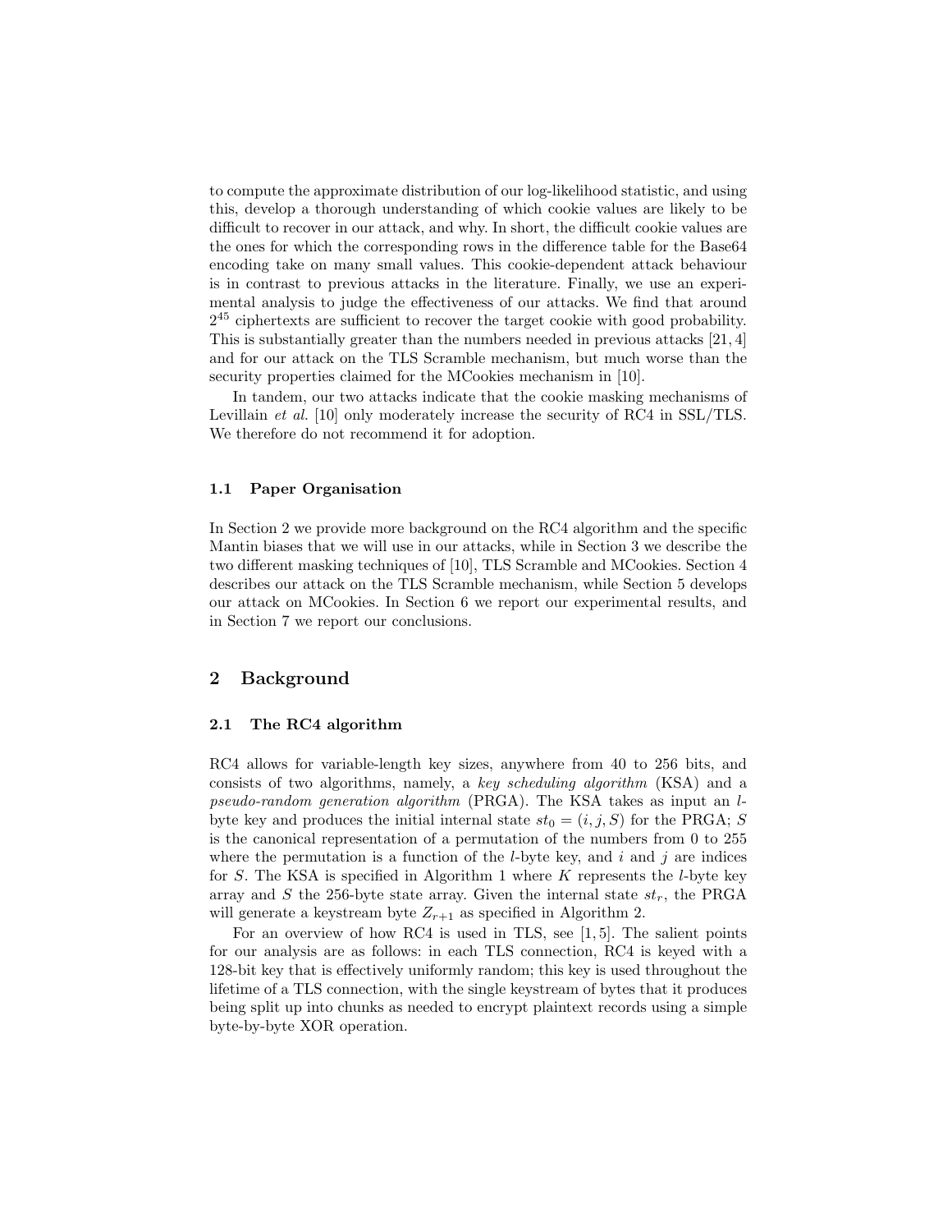to compute the approximate distribution of our log-likelihood statistic, and using this, develop a thorough understanding of which cookie values are likely to be difficult to recover in our attack, and why. In short, the difficult cookie values are the ones for which the corresponding rows in the difference table for the Base64 encoding take on many small values. This cookie-dependent attack behaviour is in contrast to previous attacks in the literature. Finally, we use an experimental analysis to judge the effectiveness of our attacks. We find that around $2^{45}$ ciphertexts are sufficient to recover the target cookie with good probability. This is substantially greater than the numbers needed in previous attacks [21, 4] and for our attack on the TLS Scramble mechanism, but much worse than the security properties claimed for the MCookies mechanism in [10].

In tandem, our two attacks indicate that the cookie masking mechanisms of Levillain *et al.* [10] only moderately increase the security of RC4 in SSL/TLS. We therefore do not recommend it for adoption.

### 1.1 Paper Organisation

In Section 2 we provide more background on the RC4 algorithm and the specific Mantin biases that we will use in our attacks, while in Section 3 we describe the two different masking techniques of [10], TLS Scramble and MCookies. Section 4 describes our attack on the TLS Scramble mechanism, while Section 5 develops our attack on MCookies. In Section 6 we report our experimental results, and in Section 7 we report our conclusions.

## 2 Background

### 2.1 The RC4 algorithm

RC4 allows for variable-length key sizes, anywhere from 40 to 256 bits, and consists of two algorithms, namely, a *key scheduling algorithm* (KSA) and a *pseudo-random generation algorithm* (PRGA). The KSA takes as input an $l$-byte key and produces the initial internal state $st_0 = (i, j, S)$ for the PRGA; $S$ is the canonical representation of a permutation of the numbers from 0 to 255 where the permutation is a function of the $l$-byte key, and $i$ and $j$ are indices for $S$. The KSA is specified in Algorithm 1 where $K$ represents the $l$-byte key array and $S$ the 256-byte state array. Given the internal state $st_r$, the PRGA will generate a keystream byte $Z_{r+1}$ as specified in Algorithm 2.

For an overview of how RC4 is used in TLS, see [1, 5]. The salient points for our analysis are as follows: in each TLS connection, RC4 is keyed with a 128-bit key that is effectively uniformly random; this key is used throughout the lifetime of a TLS connection, with the single keystream of bytes that it produces being split up into chunks as needed to encrypt plaintext records using a simple byte-by-byte XOR operation.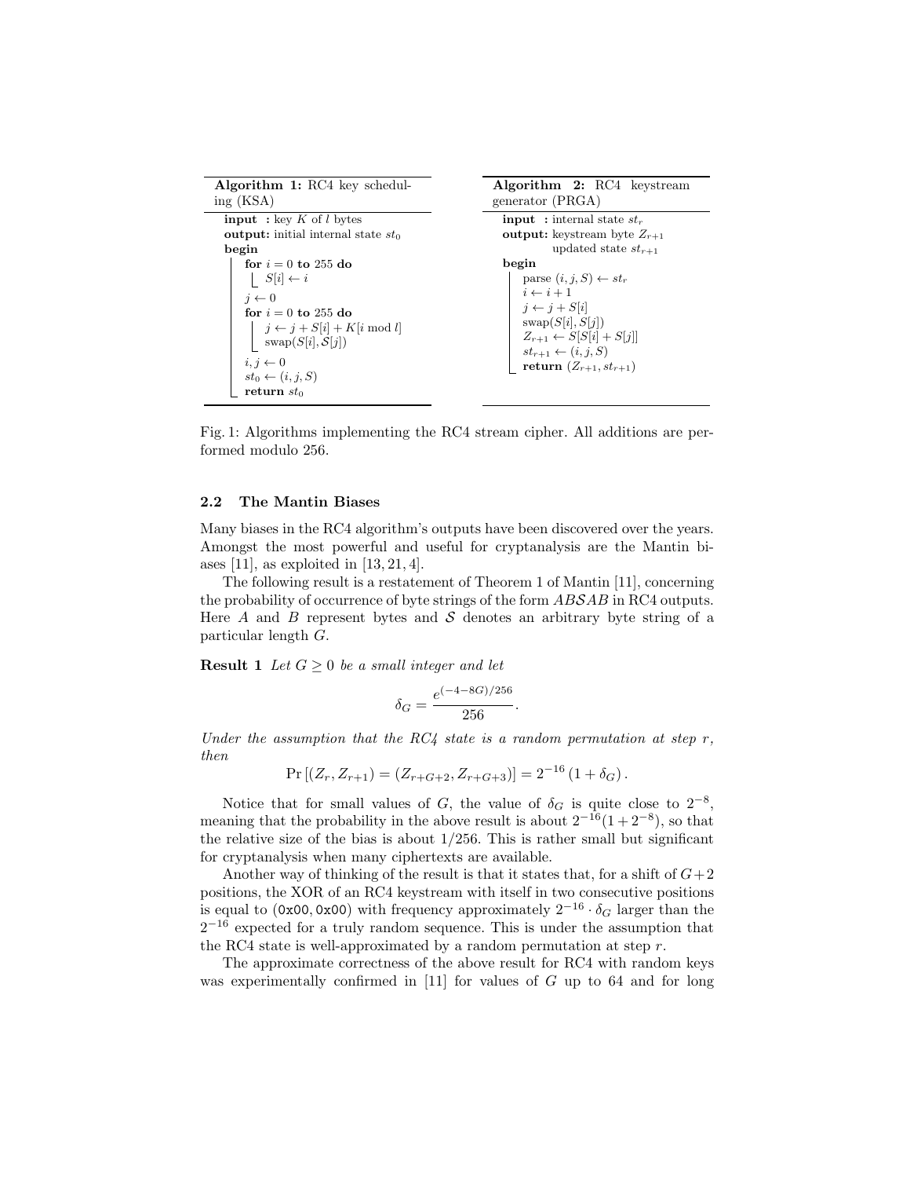**Algorithm 1:** RC4 key scheduling (KSA)

```
input  : key K of l bytes
output: initial internal state st_0
begin
    for i = 0 to 255 do
        S[i] ← i
    j ← 0
    for i = 0 to 255 do
        j ← j + S[i] + K[i mod l]
        swap(S[i], S[j])
    i, j ← 0
    st_0 ← (i, j, S)
    return st_0
```

**Algorithm 2:** RC4 keystream generator (PRGA)

```
input  : internal state st_r
output: keystream byte Z_{r+1}
        updated state st_{r+1}
begin
    parse (i, j, S) ← st_r
    i ← i + 1
    j ← j + S[i]
    swap(S[i], S[j])
    Z_{r+1} ← S[S[i] + S[j]]
    st_{r+1} ← (i, j, S)
    return (Z_{r+1}, st_{r+1})
```

Fig. 1: Algorithms implementing the RC4 stream cipher. All additions are performed modulo 256.

### 2.2 The Mantin Biases

Many biases in the RC4 algorithm's outputs have been discovered over the years. Amongst the most powerful and useful for cryptanalysis are the Mantin biases [11], as exploited in [13, 21, 4].

The following result is a restatement of Theorem 1 of Mantin [11], concerning the probability of occurrence of byte strings of the form $AB\mathcal{S}AB$ in RC4 outputs. Here $A$ and $B$ represent bytes and $\mathcal{S}$ denotes an arbitrary byte string of a particular length $G$.

**Result 1** *Let $G \geq 0$ be a small integer and let*

$$\delta_G = \frac{e^{(-4-8G)/256}}{256}.$$

*Under the assumption that the RC4 state is a random permutation at step $r$, then*

$$\Pr\left[(Z_r, Z_{r+1}) = (Z_{r+G+2}, Z_{r+G+3})\right] = 2^{-16}\left(1 + \delta_G\right).$$

Notice that for small values of $G$, the value of $\delta_G$ is quite close to $2^{-8}$, meaning that the probability in the above result is about $2^{-16}(1 + 2^{-8})$, so that the relative size of the bias is about $1/256$. This is rather small but significant for cryptanalysis when many ciphertexts are available.

Another way of thinking of the result is that it states that, for a shift of $G+2$ positions, the XOR of an RC4 keystream with itself in two consecutive positions is equal to (`0x00`, `0x00`) with frequency approximately $2^{-16} \cdot \delta_G$ larger than the $2^{-16}$ expected for a truly random sequence. This is under the assumption that the RC4 state is well-approximated by a random permutation at step $r$.

The approximate correctness of the above result for RC4 with random keys was experimentally confirmed in [11] for values of $G$ up to 64 and for long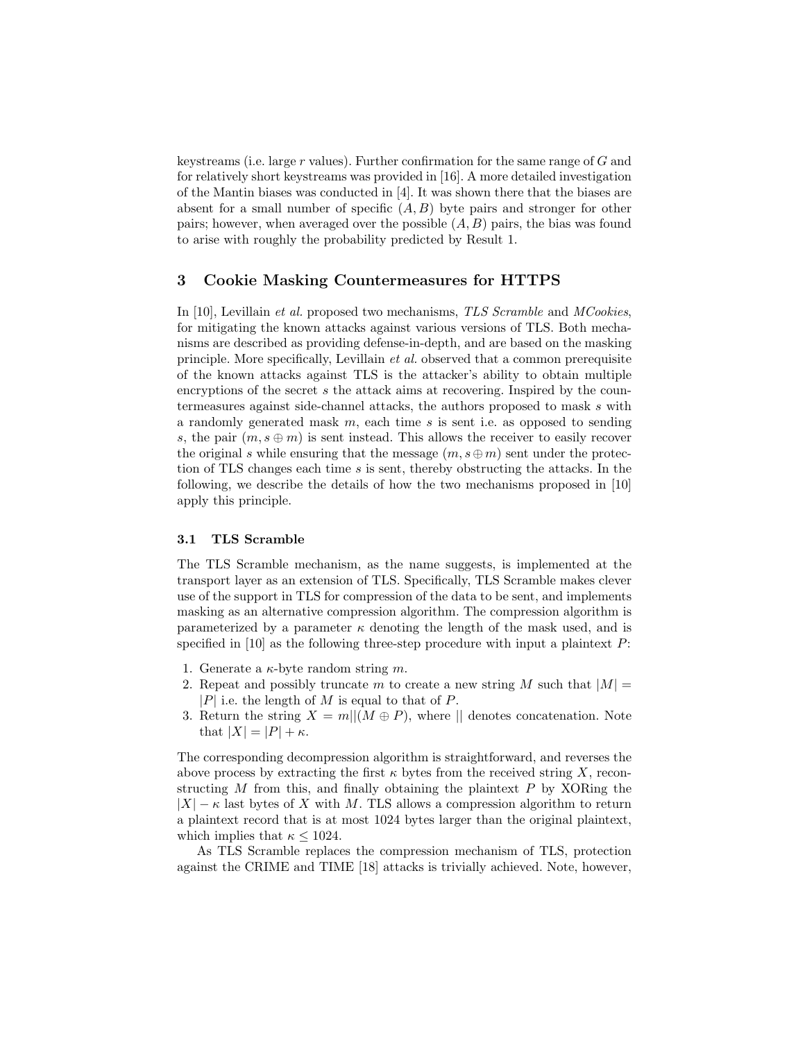keystreams (i.e. large $r$ values). Further confirmation for the same range of $G$ and for relatively short keystreams was provided in [16]. A more detailed investigation of the Mantin biases was conducted in [4]. It was shown there that the biases are absent for a small number of specific $(A, B)$ byte pairs and stronger for other pairs; however, when averaged over the possible $(A, B)$ pairs, the bias was found to arise with roughly the probability predicted by Result 1.

## 3 Cookie Masking Countermeasures for HTTPS

In [10], Levillain *et al.* proposed two mechanisms, *TLS Scramble* and *MCookies*, for mitigating the known attacks against various versions of TLS. Both mechanisms are described as providing defense-in-depth, and are based on the masking principle. More specifically, Levillain *et al.* observed that a common prerequisite of the known attacks against TLS is the attacker's ability to obtain multiple encryptions of the secret $s$ the attack aims at recovering. Inspired by the countermeasures against side-channel attacks, the authors proposed to mask $s$ with a randomly generated mask $m$, each time $s$ is sent i.e. as opposed to sending $s$, the pair $(m, s \oplus m)$ is sent instead. This allows the receiver to easily recover the original $s$ while ensuring that the message $(m, s \oplus m)$ sent under the protection of TLS changes each time $s$ is sent, thereby obstructing the attacks. In the following, we describe the details of how the two mechanisms proposed in [10] apply this principle.

### 3.1 TLS Scramble

The TLS Scramble mechanism, as the name suggests, is implemented at the transport layer as an extension of TLS. Specifically, TLS Scramble makes clever use of the support in TLS for compression of the data to be sent, and implements masking as an alternative compression algorithm. The compression algorithm is parameterized by a parameter $\kappa$ denoting the length of the mask used, and is specified in [10] as the following three-step procedure with input a plaintext $P$:

1. Generate a $\kappa$-byte random string $m$.
2. Repeat and possibly truncate $m$ to create a new string $M$ such that $|M| = |P|$ i.e. the length of $M$ is equal to that of $P$.
3. Return the string $X = m||(M \oplus P)$, where $||$ denotes concatenation. Note that $|X| = |P| + \kappa$.

The corresponding decompression algorithm is straightforward, and reverses the above process by extracting the first $\kappa$ bytes from the received string $X$, reconstructing $M$ from this, and finally obtaining the plaintext $P$ by XORing the $|X| - \kappa$ last bytes of $X$ with $M$. TLS allows a compression algorithm to return a plaintext record that is at most 1024 bytes larger than the original plaintext, which implies that $\kappa \leq 1024$.

As TLS Scramble replaces the compression mechanism of TLS, protection against the CRIME and TIME [18] attacks is trivially achieved. Note, however,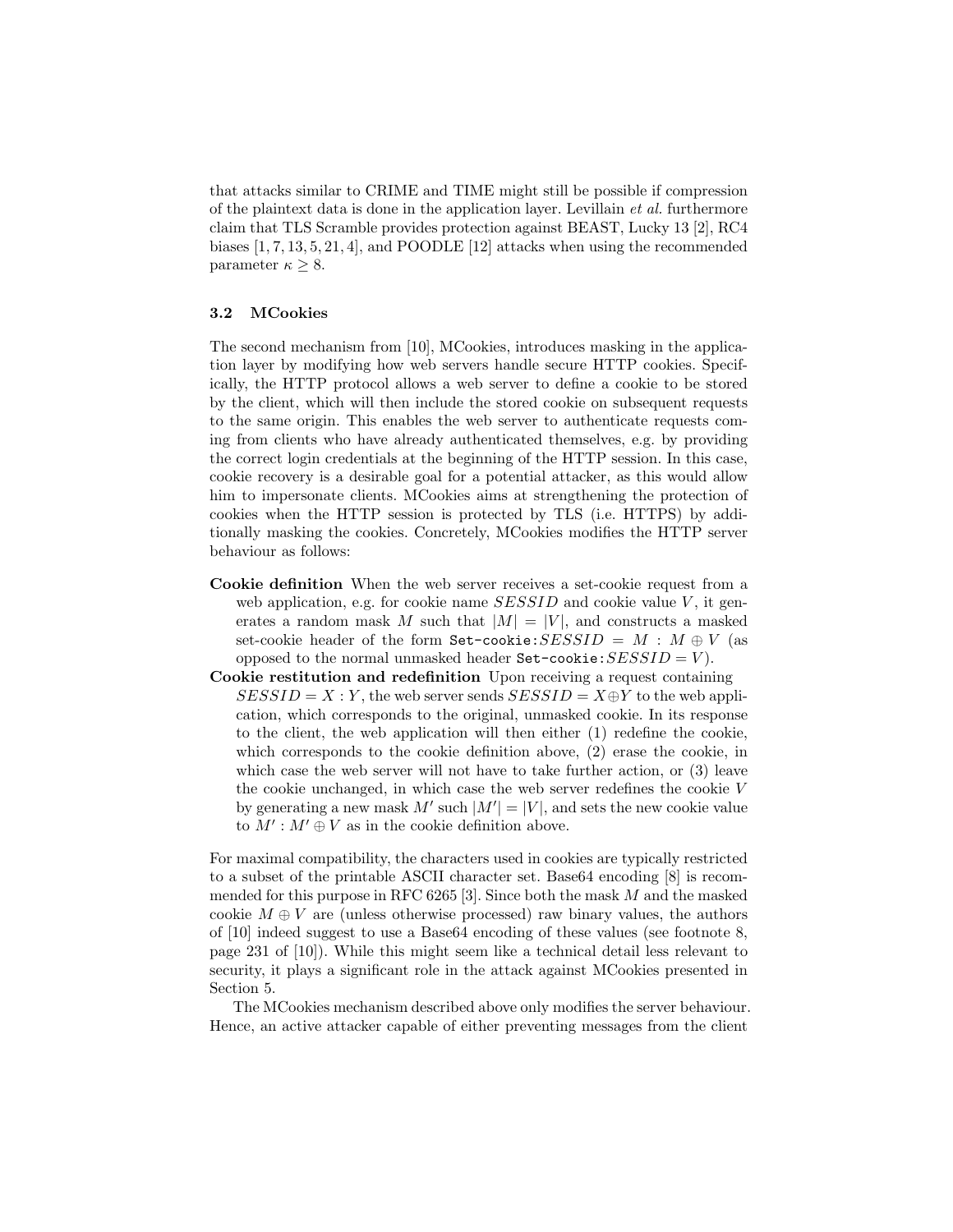that attacks similar to CRIME and TIME might still be possible if compression of the plaintext data is done in the application layer. Levillain *et al.* furthermore claim that TLS Scramble provides protection against BEAST, Lucky 13 [2], RC4 biases [1, 7, 13, 5, 21, 4], and POODLE [12] attacks when using the recommended parameter $\kappa \geq 8$.

### 3.2 MCookies

The second mechanism from [10], MCookies, introduces masking in the application layer by modifying how web servers handle secure HTTP cookies. Specifically, the HTTP protocol allows a web server to define a cookie to be stored by the client, which will then include the stored cookie on subsequent requests to the same origin. This enables the web server to authenticate requests coming from clients who have already authenticated themselves, e.g. by providing the correct login credentials at the beginning of the HTTP session. In this case, cookie recovery is a desirable goal for a potential attacker, as this would allow him to impersonate clients. MCookies aims at strengthening the protection of cookies when the HTTP session is protected by TLS (i.e. HTTPS) by additionally masking the cookies. Concretely, MCookies modifies the HTTP server behaviour as follows:

- **Cookie definition** When the web server receives a set-cookie request from a web application, e.g. for cookie name $SESSID$ and cookie value $V$, it generates a random mask $M$ such that $|M| = |V|$, and constructs a masked set-cookie header of the form `Set-cookie:`$SESSID = M : M \oplus V$ (as opposed to the normal unmasked header `Set-cookie:`$SESSID = V$).
- **Cookie restitution and redefinition** Upon receiving a request containing $SESSID = X : Y$, the web server sends $SESSID = X \oplus Y$ to the web application, which corresponds to the original, unmasked cookie. In its response to the client, the web application will then either (1) redefine the cookie, which corresponds to the cookie definition above, (2) erase the cookie, in which case the web server will not have to take further action, or (3) leave the cookie unchanged, in which case the web server redefines the cookie $V$ by generating a new mask $M'$ such $|M'| = |V|$, and sets the new cookie value to $M' : M' \oplus V$ as in the cookie definition above.

For maximal compatibility, the characters used in cookies are typically restricted to a subset of the printable ASCII character set. Base64 encoding [8] is recommended for this purpose in RFC 6265 [3]. Since both the mask $M$ and the masked cookie $M \oplus V$ are (unless otherwise processed) raw binary values, the authors of [10] indeed suggest to use a Base64 encoding of these values (see footnote 8, page 231 of [10]). While this might seem like a technical detail less relevant to security, it plays a significant role in the attack against MCookies presented in Section 5.

The MCookies mechanism described above only modifies the server behaviour. Hence, an active attacker capable of either preventing messages from the client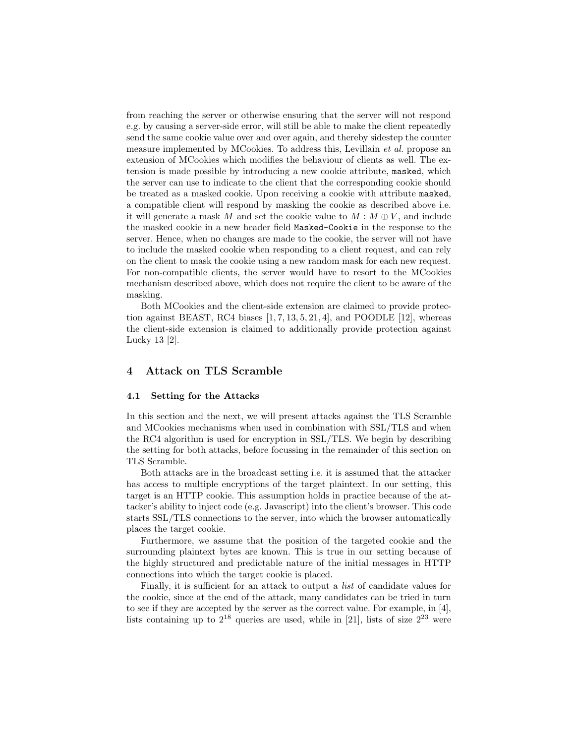from reaching the server or otherwise ensuring that the server will not respond e.g. by causing a server-side error, will still be able to make the client repeatedly send the same cookie value over and over again, and thereby sidestep the counter measure implemented by MCookies. To address this, Levillain *et al.* propose an extension of MCookies which modifies the behaviour of clients as well. The extension is made possible by introducing a new cookie attribute, `masked`, which the server can use to indicate to the client that the corresponding cookie should be treated as a masked cookie. Upon receiving a cookie with attribute `masked`, a compatible client will respond by masking the cookie as described above i.e. it will generate a mask $M$ and set the cookie value to $M : M \oplus V$, and include the masked cookie in a new header field `Masked-Cookie` in the response to the server. Hence, when no changes are made to the cookie, the server will not have to include the masked cookie when responding to a client request, and can rely on the client to mask the cookie using a new random mask for each new request. For non-compatible clients, the server would have to resort to the MCookies mechanism described above, which does not require the client to be aware of the masking.

Both MCookies and the client-side extension are claimed to provide protection against BEAST, RC4 biases [1, 7, 13, 5, 21, 4], and POODLE [12], whereas the client-side extension is claimed to additionally provide protection against Lucky 13 [2].

## 4 Attack on TLS Scramble

### 4.1 Setting for the Attacks

In this section and the next, we will present attacks against the TLS Scramble and MCookies mechanisms when used in combination with SSL/TLS and when the RC4 algorithm is used for encryption in SSL/TLS. We begin by describing the setting for both attacks, before focussing in the remainder of this section on TLS Scramble.

Both attacks are in the broadcast setting i.e. it is assumed that the attacker has access to multiple encryptions of the target plaintext. In our setting, this target is an HTTP cookie. This assumption holds in practice because of the attacker's ability to inject code (e.g. Javascript) into the client's browser. This code starts SSL/TLS connections to the server, into which the browser automatically places the target cookie.

Furthermore, we assume that the position of the targeted cookie and the surrounding plaintext bytes are known. This is true in our setting because of the highly structured and predictable nature of the initial messages in HTTP connections into which the target cookie is placed.

Finally, it is sufficient for an attack to output a *list* of candidate values for the cookie, since at the end of the attack, many candidates can be tried in turn to see if they are accepted by the server as the correct value. For example, in [4], lists containing up to $2^{18}$ queries are used, while in [21], lists of size $2^{23}$ were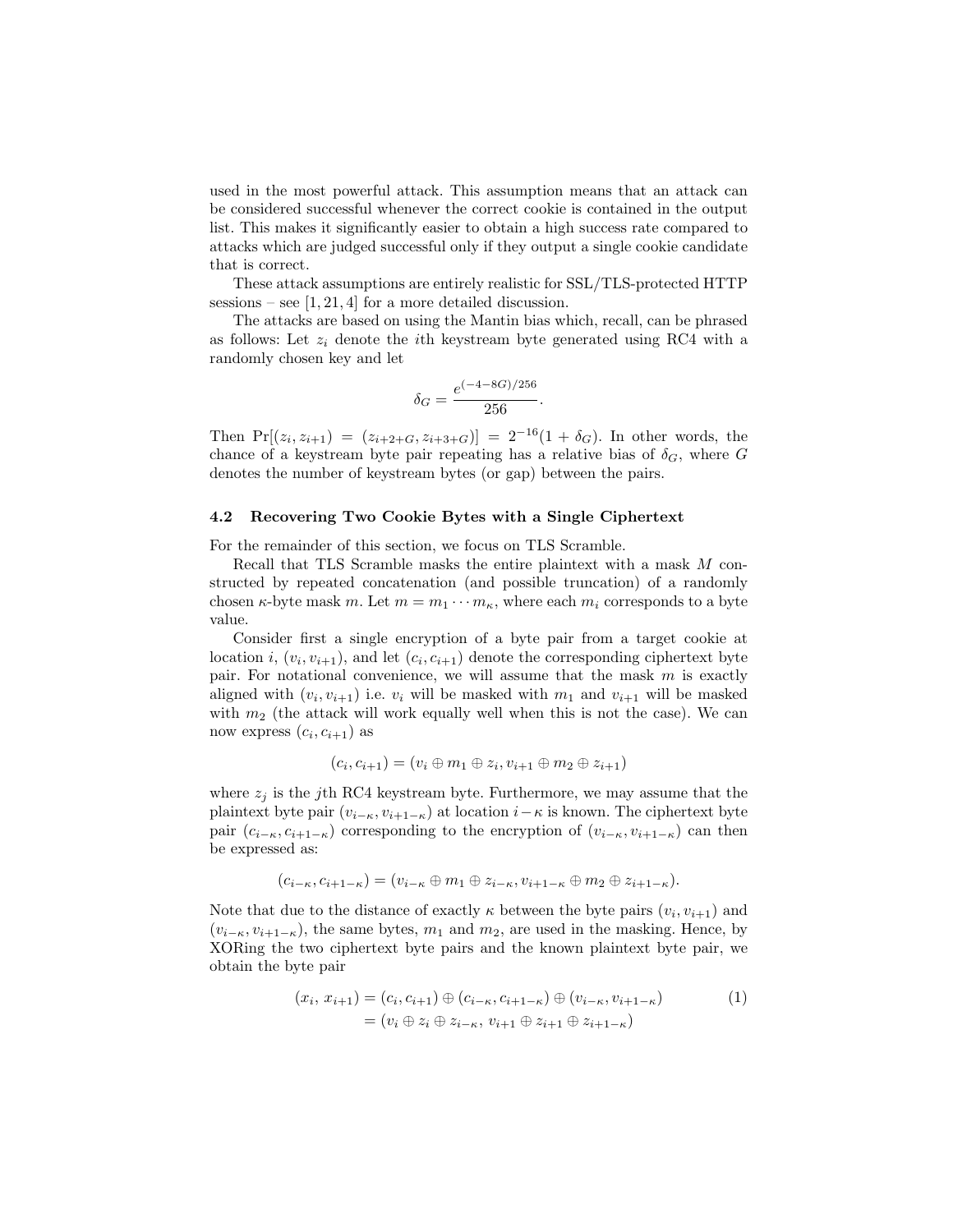used in the most powerful attack. This assumption means that an attack can be considered successful whenever the correct cookie is contained in the output list. This makes it significantly easier to obtain a high success rate compared to attacks which are judged successful only if they output a single cookie candidate that is correct.

These attack assumptions are entirely realistic for SSL/TLS-protected HTTP sessions – see [1, 21, 4] for a more detailed discussion.

The attacks are based on using the Mantin bias which, recall, can be phrased as follows: Let $z_i$ denote the $i$th keystream byte generated using RC4 with a randomly chosen key and let

$$\delta_G = \frac{e^{(-4-8G)/256}}{256}.$$

Then $\Pr[(z_i, z_{i+1}) = (z_{i+2+G}, z_{i+3+G})] = 2^{-16}(1 + \delta_G)$. In other words, the chance of a keystream byte pair repeating has a relative bias of $\delta_G$, where $G$ denotes the number of keystream bytes (or gap) between the pairs.

### 4.2 Recovering Two Cookie Bytes with a Single Ciphertext

For the remainder of this section, we focus on TLS Scramble.

Recall that TLS Scramble masks the entire plaintext with a mask $M$ constructed by repeated concatenation (and possible truncation) of a randomly chosen $\kappa$-byte mask $m$. Let $m = m_1 \cdots m_\kappa$, where each $m_i$ corresponds to a byte value.

Consider first a single encryption of a byte pair from a target cookie at location $i$, $(v_i, v_{i+1})$, and let $(c_i, c_{i+1})$ denote the corresponding ciphertext byte pair. For notational convenience, we will assume that the mask $m$ is exactly aligned with $(v_i, v_{i+1})$ i.e. $v_i$ will be masked with $m_1$ and $v_{i+1}$ will be masked with $m_2$ (the attack will work equally well when this is not the case). We can now express $(c_i, c_{i+1})$ as

$$(c_i, c_{i+1}) = (v_i \oplus m_1 \oplus z_i, v_{i+1} \oplus m_2 \oplus z_{i+1})$$

where $z_j$ is the $j$th RC4 keystream byte. Furthermore, we may assume that the plaintext byte pair $(v_{i-\kappa}, v_{i+1-\kappa})$ at location $i-\kappa$ is known. The ciphertext byte pair $(c_{i-\kappa}, c_{i+1-\kappa})$ corresponding to the encryption of $(v_{i-\kappa}, v_{i+1-\kappa})$ can then be expressed as:

$$(c_{i-\kappa}, c_{i+1-\kappa}) = (v_{i-\kappa} \oplus m_1 \oplus z_{i-\kappa}, v_{i+1-\kappa} \oplus m_2 \oplus z_{i+1-\kappa}).$$

Note that due to the distance of exactly $\kappa$ between the byte pairs $(v_i, v_{i+1})$ and $(v_{i-\kappa}, v_{i+1-\kappa})$, the same bytes, $m_1$ and $m_2$, are used in the masking. Hence, by XORing the two ciphertext byte pairs and the known plaintext byte pair, we obtain the byte pair

$$\begin{aligned}(x_i,\, x_{i+1}) &= (c_i, c_{i+1}) \oplus (c_{i-\kappa}, c_{i+1-\kappa}) \oplus (v_{i-\kappa}, v_{i+1-\kappa}) \\ &= (v_i \oplus z_i \oplus z_{i-\kappa},\, v_{i+1} \oplus z_{i+1} \oplus z_{i+1-\kappa})\end{aligned} \tag{1}$$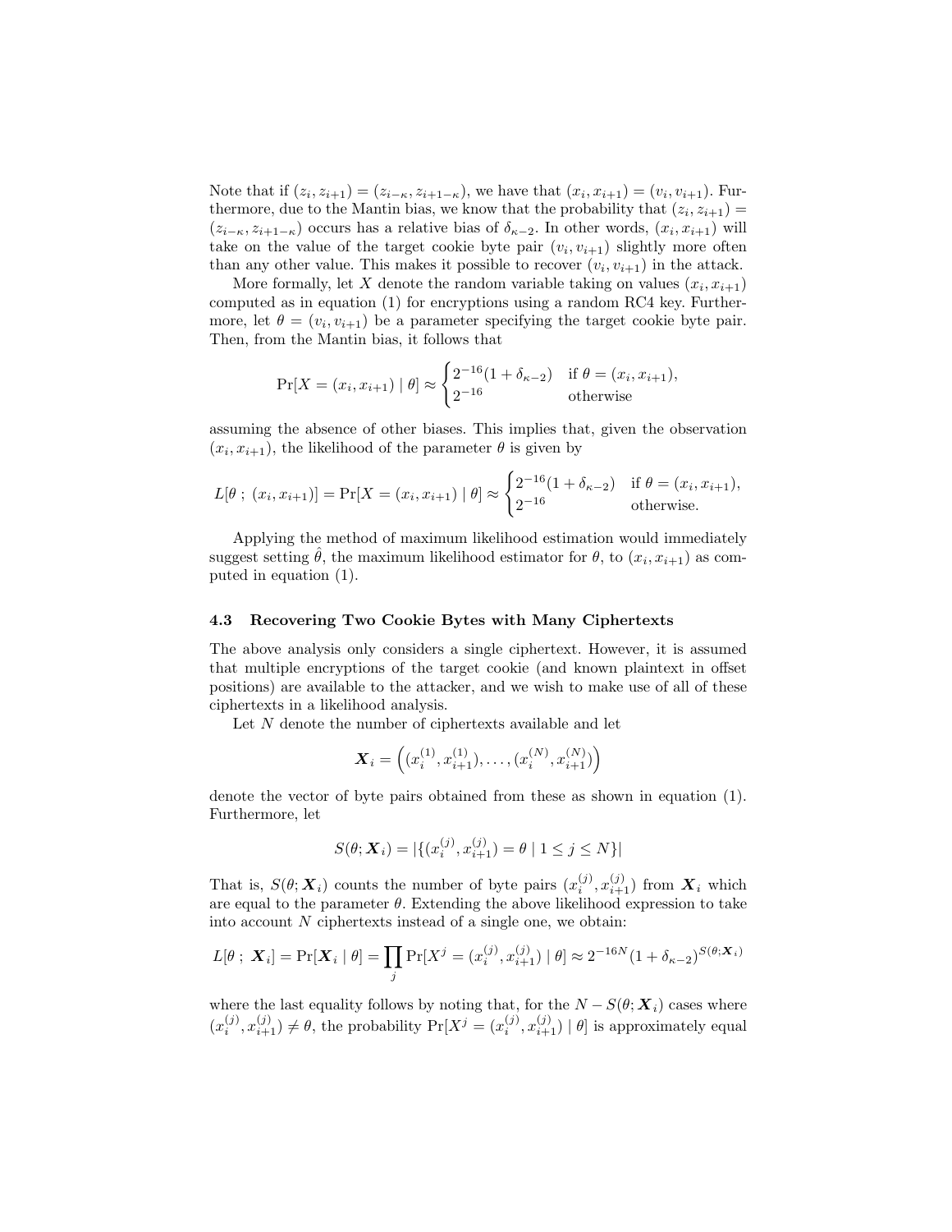Note that if $(z_i, z_{i+1}) = (z_{i-\kappa}, z_{i+1-\kappa})$, we have that $(x_i, x_{i+1}) = (v_i, v_{i+1})$. Furthermore, due to the Mantin bias, we know that the probability that $(z_i, z_{i+1}) = (z_{i-\kappa}, z_{i+1-\kappa})$ occurs has a relative bias of $\delta_{\kappa-2}$. In other words, $(x_i, x_{i+1})$ will take on the value of the target cookie byte pair $(v_i, v_{i+1})$ slightly more often than any other value. This makes it possible to recover $(v_i, v_{i+1})$ in the attack.

More formally, let $X$ denote the random variable taking on values $(x_i, x_{i+1})$ computed as in equation (1) for encryptions using a random RC4 key. Furthermore, let $\theta = (v_i, v_{i+1})$ be a parameter specifying the target cookie byte pair. Then, from the Mantin bias, it follows that

$$\Pr[X = (x_i, x_{i+1}) \mid \theta] \approx \begin{cases} 2^{-16}(1 + \delta_{\kappa-2}) & \text{if } \theta = (x_i, x_{i+1}), \\ 2^{-16} & \text{otherwise} \end{cases}$$

assuming the absence of other biases. This implies that, given the observation $(x_i, x_{i+1})$, the likelihood of the parameter $\theta$ is given by

$$L[\theta\ ;\ (x_i, x_{i+1})] = \Pr[X = (x_i, x_{i+1}) \mid \theta] \approx \begin{cases} 2^{-16}(1 + \delta_{\kappa-2}) & \text{if } \theta = (x_i, x_{i+1}), \\ 2^{-16} & \text{otherwise.} \end{cases}$$

Applying the method of maximum likelihood estimation would immediately suggest setting $\hat{\theta}$, the maximum likelihood estimator for $\theta$, to $(x_i, x_{i+1})$ as computed in equation (1).

### 4.3 Recovering Two Cookie Bytes with Many Ciphertexts

The above analysis only considers a single ciphertext. However, it is assumed that multiple encryptions of the target cookie (and known plaintext in offset positions) are available to the attacker, and we wish to make use of all of these ciphertexts in a likelihood analysis.

Let $N$ denote the number of ciphertexts available and let

$$\boldsymbol{X}_i = \left((x_i^{(1)}, x_{i+1}^{(1)}), \ldots, (x_i^{(N)}, x_{i+1}^{(N)})\right)$$

denote the vector of byte pairs obtained from these as shown in equation (1). Furthermore, let

$$S(\theta; \boldsymbol{X}_i) = |\{(x_i^{(j)}, x_{i+1}^{(j)}) = \theta \mid 1 \leq j \leq N\}|$$

That is, $S(\theta; \boldsymbol{X}_i)$ counts the number of byte pairs $(x_i^{(j)}, x_{i+1}^{(j)})$ from $\boldsymbol{X}_i$ which are equal to the parameter $\theta$. Extending the above likelihood expression to take into account $N$ ciphertexts instead of a single one, we obtain:

$$L[\theta\ ;\ \boldsymbol{X}_i] = \Pr[\boldsymbol{X}_i \mid \theta] = \prod_j \Pr[X^j = (x_i^{(j)}, x_{i+1}^{(j)}) \mid \theta] \approx 2^{-16N}(1 + \delta_{\kappa-2})^{S(\theta; \boldsymbol{X}_i)}$$

where the last equality follows by noting that, for the $N - S(\theta; \boldsymbol{X}_i)$ cases where $(x_i^{(j)}, x_{i+1}^{(j)}) \neq \theta$, the probability $\Pr[X^j = (x_i^{(j)}, x_{i+1}^{(j)}) \mid \theta]$ is approximately equal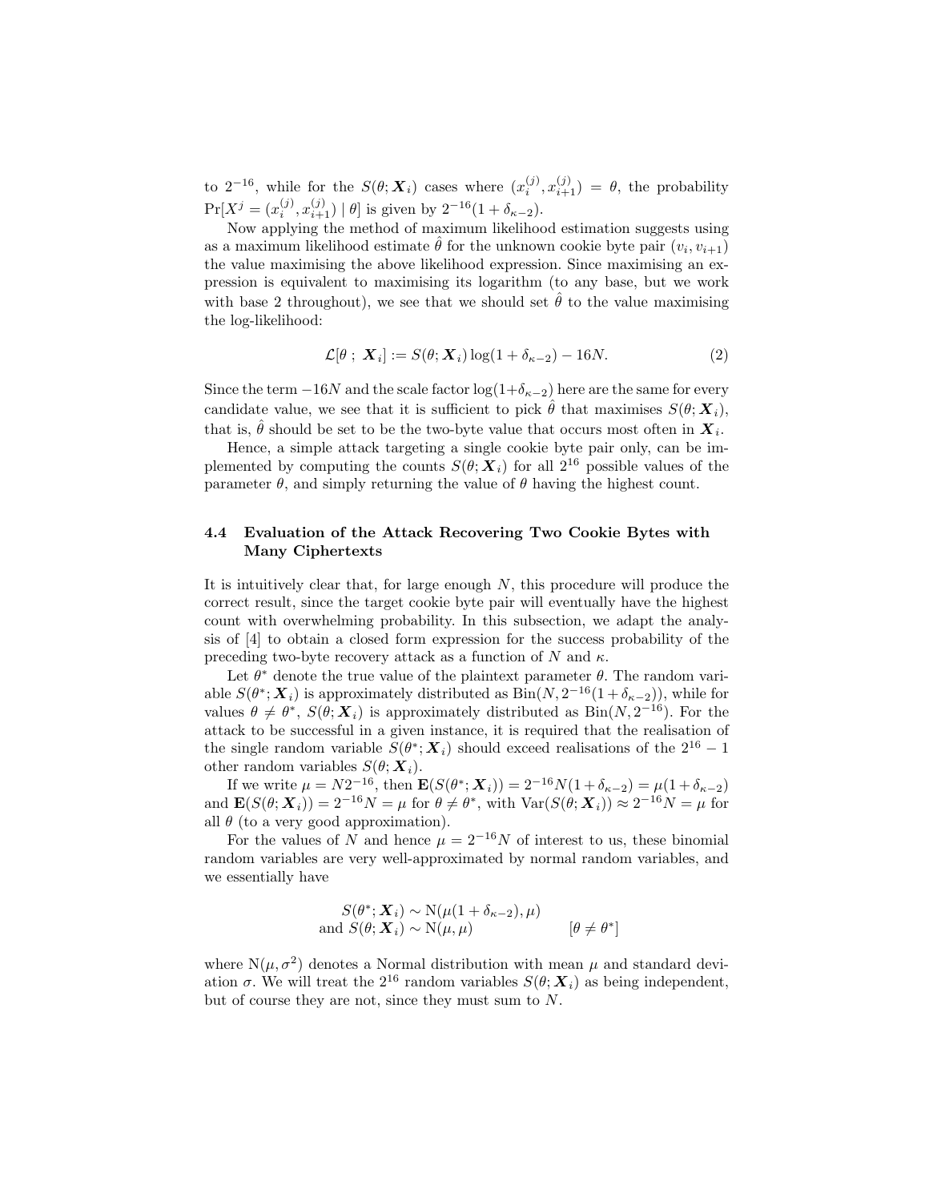to $2^{-16}$, while for the $S(\theta; \boldsymbol{X}_i)$ cases where $(x_i^{(j)}, x_{i+1}^{(j)}) = \theta$, the probability $\Pr[X^j = (x_i^{(j)}, x_{i+1}^{(j)}) \mid \theta]$ is given by $2^{-16}(1 + \delta_{\kappa-2})$.

Now applying the method of maximum likelihood estimation suggests using as a maximum likelihood estimate $\hat{\theta}$ for the unknown cookie byte pair $(v_i, v_{i+1})$ the value maximising the above likelihood expression. Since maximising an expression is equivalent to maximising its logarithm (to any base, but we work with base 2 throughout), we see that we should set $\hat{\theta}$ to the value maximising the log-likelihood:

$$\mathcal{L}[\theta \;;\; \boldsymbol{X}_i] := S(\theta; \boldsymbol{X}_i) \log(1 + \delta_{\kappa-2}) - 16N. \tag{2}$$

Since the term $-16N$ and the scale factor $\log(1+\delta_{\kappa-2})$ here are the same for every candidate value, we see that it is sufficient to pick $\hat{\theta}$ that maximises $S(\theta; \boldsymbol{X}_i)$, that is, $\hat{\theta}$ should be set to be the two-byte value that occurs most often in $\boldsymbol{X}_i$.

Hence, a simple attack targeting a single cookie byte pair only, can be implemented by computing the counts $S(\theta; \boldsymbol{X}_i)$ for all $2^{16}$ possible values of the parameter $\theta$, and simply returning the value of $\theta$ having the highest count.

### 4.4 Evaluation of the Attack Recovering Two Cookie Bytes with Many Ciphertexts

It is intuitively clear that, for large enough $N$, this procedure will produce the correct result, since the target cookie byte pair will eventually have the highest count with overwhelming probability. In this subsection, we adapt the analysis of [4] to obtain a closed form expression for the success probability of the preceding two-byte recovery attack as a function of $N$ and $\kappa$.

Let $\theta^*$ denote the true value of the plaintext parameter $\theta$. The random variable $S(\theta^*; \boldsymbol{X}_i)$ is approximately distributed as $\mathrm{Bin}(N, 2^{-16}(1+\delta_{\kappa-2}))$, while for values $\theta \neq \theta^*$, $S(\theta; \boldsymbol{X}_i)$ is approximately distributed as $\mathrm{Bin}(N, 2^{-16})$. For the attack to be successful in a given instance, it is required that the realisation of the single random variable $S(\theta^*; \boldsymbol{X}_i)$ should exceed realisations of the $2^{16} - 1$ other random variables $S(\theta; \boldsymbol{X}_i)$.

If we write $\mu = N2^{-16}$, then $\mathbf{E}(S(\theta^*; \boldsymbol{X}_i)) = 2^{-16}N(1+\delta_{\kappa-2}) = \mu(1+\delta_{\kappa-2})$ and $\mathbf{E}(S(\theta; \boldsymbol{X}_i)) = 2^{-16}N = \mu$ for $\theta \neq \theta^*$, with $\mathrm{Var}(S(\theta; \boldsymbol{X}_i)) \approx 2^{-16}N = \mu$ for all $\theta$ (to a very good approximation).

For the values of $N$ and hence $\mu = 2^{-16}N$ of interest to us, these binomial random variables are very well-approximated by normal random variables, and we essentially have

$$\begin{aligned} S(\theta^*; \boldsymbol{X}_i) &\sim \mathrm{N}(\mu(1+\delta_{\kappa-2}), \mu) \\ \text{and } S(\theta; \boldsymbol{X}_i) &\sim \mathrm{N}(\mu, \mu) \qquad\qquad [\theta \neq \theta^*] \end{aligned}$$

where $\mathrm{N}(\mu, \sigma^2)$ denotes a Normal distribution with mean $\mu$ and standard deviation $\sigma$. We will treat the $2^{16}$ random variables $S(\theta; \boldsymbol{X}_i)$ as being independent, but of course they are not, since they must sum to $N$.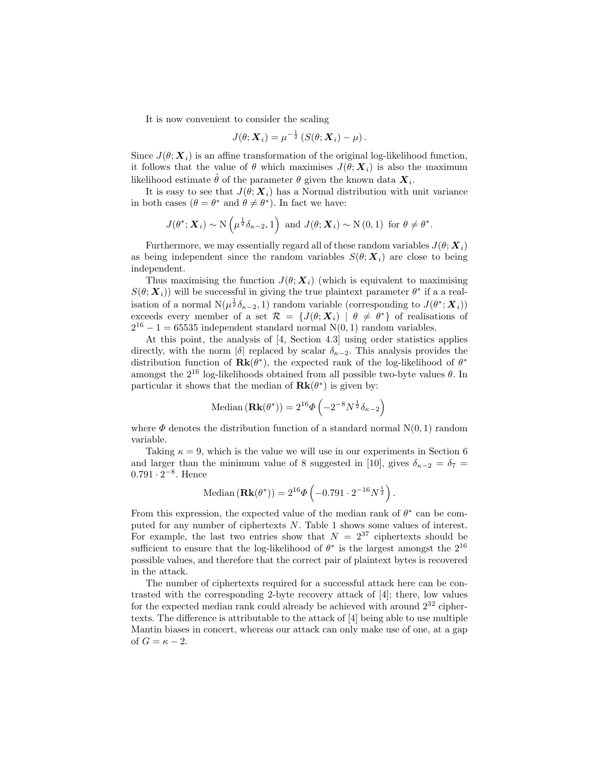It is now convenient to consider the scaling

$$J(\theta; \boldsymbol{X}_i) = \mu^{-\frac{1}{2}} \left( S(\theta; \boldsymbol{X}_i) - \mu \right).$$

Since $J(\theta; \boldsymbol{X}_i)$ is an affine transformation of the original log-likelihood function, it follows that the value of $\theta$ which maximises $J(\theta; \boldsymbol{X}_i)$ is also the maximum likelihood estimate $\hat{\theta}$ of the parameter $\theta$ given the known data $\boldsymbol{X}_i$.

It is easy to see that $J(\theta; \boldsymbol{X}_i)$ has a Normal distribution with unit variance in both cases ($\theta = \theta^*$ and $\theta \neq \theta^*$). In fact we have:

$$J(\theta^*; \boldsymbol{X}_i) \sim \mathrm{N}\left(\mu^{\frac{1}{2}} \delta_{\kappa-2}, 1\right) \text{ and } J(\theta; \boldsymbol{X}_i) \sim \mathrm{N}(0, 1) \text{ for } \theta \neq \theta^*.$$

Furthermore, we may essentially regard all of these random variables $J(\theta; \boldsymbol{X}_i)$ as being independent since the random variables $S(\theta; \boldsymbol{X}_i)$ are close to being independent.

Thus maximising the function $J(\theta; \boldsymbol{X}_i)$ (which is equivalent to maximising $S(\theta; \boldsymbol{X}_i)$) will be successful in giving the true plaintext parameter $\theta^*$ if a a realisation of a normal $\mathrm{N}(\mu^{\frac{1}{2}} \delta_{\kappa-2}, 1)$ random variable (corresponding to $J(\theta^*; \boldsymbol{X}_i)$) exceeds every member of a set $\mathcal{R} = \{J(\theta; \boldsymbol{X}_i) \mid \theta \neq \theta^*\}$ of realisations of $2^{16} - 1 = 65535$ independent standard normal $\mathrm{N}(0, 1)$ random variables.

At this point, the analysis of [4, Section 4.3] using order statistics applies directly, with the norm $|\delta|$ replaced by scalar $\delta_{\kappa-2}$. This analysis provides the distribution function of $\mathbf{Rk}(\theta^*)$, the expected rank of the log-likelihood of $\theta^*$ amongst the $2^{16}$ log-likelihoods obtained from all possible two-byte values $\theta$. In particular it shows that the median of $\mathbf{Rk}(\theta^*)$ is given by:

$$\text{Median}\left(\mathbf{Rk}(\theta^*)\right) = 2^{16} \Phi\left(-2^{-8} N^{\frac{1}{2}} \delta_{\kappa-2}\right)$$

where $\Phi$ denotes the distribution function of a standard normal $\mathrm{N}(0, 1)$ random variable.

Taking $\kappa = 9$, which is the value we will use in our experiments in Section 6 and larger than the minimum value of 8 suggested in [10], gives $\delta_{\kappa-2} = \delta_7 = 0.791 \cdot 2^{-8}$. Hence

$$\text{Median}\left(\mathbf{Rk}(\theta^*)\right) = 2^{16} \Phi\left(-0.791 \cdot 2^{-16} N^{\frac{1}{2}}\right).$$

From this expression, the expected value of the median rank of $\theta^*$ can be computed for any number of ciphertexts $N$. Table 1 shows some values of interest. For example, the last two entries show that $N = 2^{37}$ ciphertexts should be sufficient to ensure that the log-likelihood of $\theta^*$ is the largest amongst the $2^{16}$ possible values, and therefore that the correct pair of plaintext bytes is recovered in the attack.

The number of ciphertexts required for a successful attack here can be contrasted with the corresponding 2-byte recovery attack of [4]; there, low values for the expected median rank could already be achieved with around $2^{32}$ ciphertexts. The difference is attributable to the attack of [4] being able to use multiple Mantin biases in concert, whereas our attack can only make use of one, at a gap of $G = \kappa - 2$.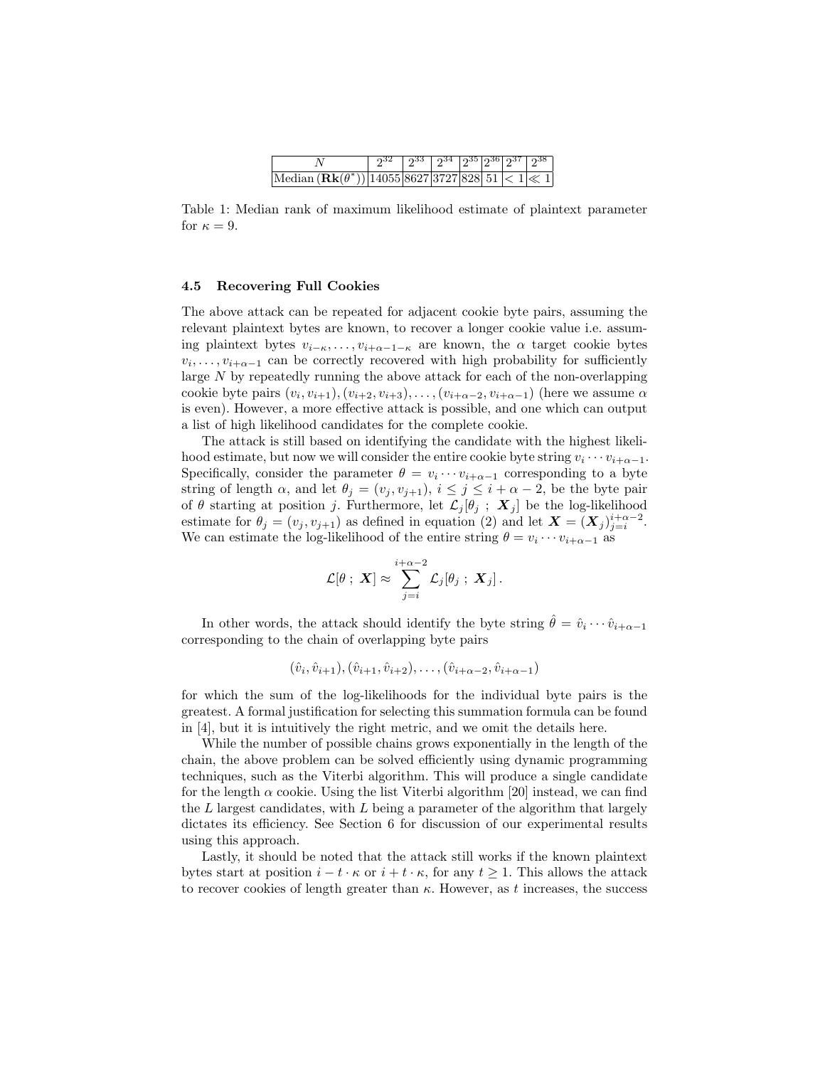| $N$ | $2^{32}$ | $2^{33}$ | $2^{34}$ | $2^{35}$ | $2^{36}$ | $2^{37}$ | $2^{38}$ |
|---|---|---|---|---|---|---|---|
| Median ($\mathbf{Rk}(\theta^*)$) | 14055 | 8627 | 3727 | 828 | 51 | $< 1$ | $\ll 1$ |

Table 1: Median rank of maximum likelihood estimate of plaintext parameter for $\kappa = 9$.

### 4.5 Recovering Full Cookies

The above attack can be repeated for adjacent cookie byte pairs, assuming the relevant plaintext bytes are known, to recover a longer cookie value i.e. assuming plaintext bytes $v_{i-\kappa}, \ldots, v_{i+\alpha-1-\kappa}$ are known, the $\alpha$ target cookie bytes $v_i, \ldots, v_{i+\alpha-1}$ can be correctly recovered with high probability for sufficiently large $N$ by repeatedly running the above attack for each of the non-overlapping cookie byte pairs $(v_i, v_{i+1}), (v_{i+2}, v_{i+3}), \ldots, (v_{i+\alpha-2}, v_{i+\alpha-1})$ (here we assume $\alpha$ is even). However, a more effective attack is possible, and one which can output a list of high likelihood candidates for the complete cookie.

The attack is still based on identifying the candidate with the highest likelihood estimate, but now we will consider the entire cookie byte string $v_i \cdots v_{i+\alpha-1}$. Specifically, consider the parameter $\theta = v_i \cdots v_{i+\alpha-1}$ corresponding to a byte string of length $\alpha$, and let $\theta_j = (v_j, v_{j+1})$, $i \leq j \leq i + \alpha - 2$, be the byte pair of $\theta$ starting at position $j$. Furthermore, let $\mathcal{L}_j[\theta_j \,;\, \boldsymbol{X}_j]$ be the log-likelihood estimate for $\theta_j = (v_j, v_{j+1})$ as defined in equation (2) and let $\boldsymbol{X} = (\boldsymbol{X}_j)_{j=i}^{i+\alpha-2}$. We can estimate the log-likelihood of the entire string $\theta = v_i \cdots v_{i+\alpha-1}$ as

$$\mathcal{L}[\theta \,;\, \boldsymbol{X}] \approx \sum_{j=i}^{i+\alpha-2} \mathcal{L}_j[\theta_j \,;\, \boldsymbol{X}_j] \,.$$

In other words, the attack should identify the byte string $\hat{\theta} = \hat{v}_i \cdots \hat{v}_{i+\alpha-1}$ corresponding to the chain of overlapping byte pairs

$$(\hat{v}_i, \hat{v}_{i+1}), (\hat{v}_{i+1}, \hat{v}_{i+2}), \ldots, (\hat{v}_{i+\alpha-2}, \hat{v}_{i+\alpha-1})$$

for which the sum of the log-likelihoods for the individual byte pairs is the greatest. A formal justification for selecting this summation formula can be found in [4], but it is intuitively the right metric, and we omit the details here.

While the number of possible chains grows exponentially in the length of the chain, the above problem can be solved efficiently using dynamic programming techniques, such as the Viterbi algorithm. This will produce a single candidate for the length $\alpha$ cookie. Using the list Viterbi algorithm [20] instead, we can find the $L$ largest candidates, with $L$ being a parameter of the algorithm that largely dictates its efficiency. See Section 6 for discussion of our experimental results using this approach.

Lastly, it should be noted that the attack still works if the known plaintext bytes start at position $i - t \cdot \kappa$ or $i + t \cdot \kappa$, for any $t \geq 1$. This allows the attack to recover cookies of length greater than $\kappa$. However, as $t$ increases, the success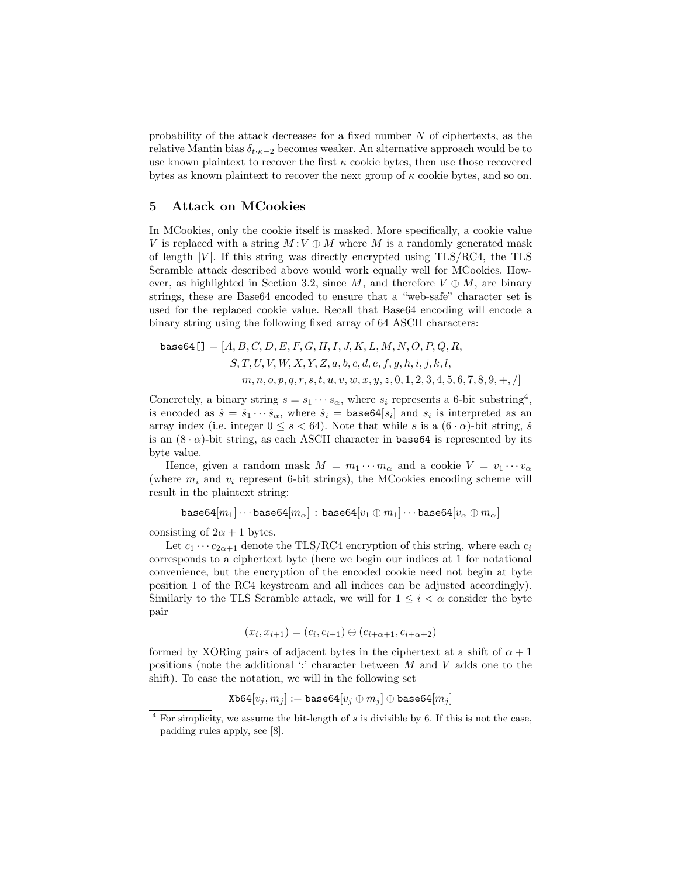probability of the attack decreases for a fixed number $N$ of ciphertexts, as the relative Mantin bias $\delta_{t\cdot\kappa-2}$ becomes weaker. An alternative approach would be to use known plaintext to recover the first $\kappa$ cookie bytes, then use those recovered bytes as known plaintext to recover the next group of $\kappa$ cookie bytes, and so on.

## 5 Attack on MCookies

In MCookies, only the cookie itself is masked. More specifically, a cookie value $V$ is replaced with a string $M : V \oplus M$ where $M$ is a randomly generated mask of length $|V|$. If this string was directly encrypted using TLS/RC4, the TLS Scramble attack described above would work equally well for MCookies. However, as highlighted in Section 3.2, since $M$, and therefore $V \oplus M$, are binary strings, these are Base64 encoded to ensure that a "web-safe" character set is used for the replaced cookie value. Recall that Base64 encoding will encode a binary string using the following fixed array of 64 ASCII characters:

$$\begin{aligned}\texttt{base64[]} = [&A, B, C, D, E, F, G, H, I, J, K, L, M, N, O, P, Q, R,\\ &S, T, U, V, W, X, Y, Z, a, b, c, d, e, f, g, h, i, j, k, l,\\ &m, n, o, p, q, r, s, t, u, v, w, x, y, z, 0, 1, 2, 3, 4, 5, 6, 7, 8, 9, +, /]\end{aligned}$$

Concretely, a binary string $s = s_1 \cdots s_\alpha$, where $s_i$ represents a 6-bit substring[4], is encoded as $\hat{s} = \hat{s}_1 \cdots \hat{s}_\alpha$, where $\hat{s}_i = \texttt{base64}[s_i]$ and $s_i$ is interpreted as an array index (i.e. integer $0 \leq s < 64$). Note that while $s$ is a $(6 \cdot \alpha)$-bit string, $\hat{s}$ is an $(8 \cdot \alpha)$-bit string, as each ASCII character in base64 is represented by its byte value.

Hence, given a random mask $M = m_1 \cdots m_\alpha$ and a cookie $V = v_1 \cdots v_\alpha$ (where $m_i$ and $v_i$ represent 6-bit strings), the MCookies encoding scheme will result in the plaintext string:

$$\texttt{base64}[m_1] \cdots \texttt{base64}[m_\alpha] \texttt{ : } \texttt{base64}[v_1 \oplus m_1] \cdots \texttt{base64}[v_\alpha \oplus m_\alpha]$$

consisting of $2\alpha + 1$ bytes.

Let $c_1 \cdots c_{2\alpha+1}$ denote the TLS/RC4 encryption of this string, where each $c_i$ corresponds to a ciphertext byte (here we begin our indices at 1 for notational convenience, but the encryption of the encoded cookie need not begin at byte position 1 of the RC4 keystream and all indices can be adjusted accordingly). Similarly to the TLS Scramble attack, we will for $1 \leq i < \alpha$ consider the byte pair

$$(x_i, x_{i+1}) = (c_i, c_{i+1}) \oplus (c_{i+\alpha+1}, c_{i+\alpha+2})$$

formed by XORing pairs of adjacent bytes in the ciphertext at a shift of $\alpha + 1$ positions (note the additional ':' character between $M$ and $V$ adds one to the shift). To ease the notation, we will in the following set

$$\texttt{Xb64}[v_j, m_j] := \texttt{base64}[v_j \oplus m_j] \oplus \texttt{base64}[m_j]$$

[4] For simplicity, we assume the bit-length of $s$ is divisible by 6. If this is not the case, padding rules apply, see [8].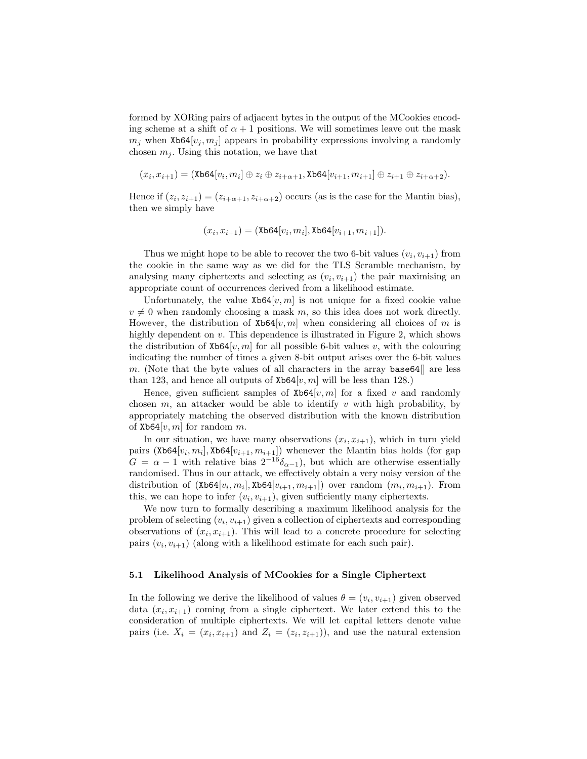formed by XORing pairs of adjacent bytes in the output of the MCookies encoding scheme at a shift of $\alpha + 1$ positions. We will sometimes leave out the mask $m_j$ when $\texttt{Xb64}[v_j, m_j]$ appears in probability expressions involving a randomly chosen $m_j$. Using this notation, we have that

$$(x_i, x_{i+1}) = (\texttt{Xb64}[v_i, m_i] \oplus z_i \oplus z_{i+\alpha+1}, \texttt{Xb64}[v_{i+1}, m_{i+1}] \oplus z_{i+1} \oplus z_{i+\alpha+2}).$$

Hence if $(z_i, z_{i+1}) = (z_{i+\alpha+1}, z_{i+\alpha+2})$ occurs (as is the case for the Mantin bias), then we simply have

$$(x_i, x_{i+1}) = (\texttt{Xb64}[v_i, m_i], \texttt{Xb64}[v_{i+1}, m_{i+1}]).$$

Thus we might hope to be able to recover the two 6-bit values $(v_i, v_{i+1})$ from the cookie in the same way as we did for the TLS Scramble mechanism, by analysing many ciphertexts and selecting as $(v_i, v_{i+1})$ the pair maximising an appropriate count of occurrences derived from a likelihood estimate.

Unfortunately, the value $\texttt{Xb64}[v, m]$ is not unique for a fixed cookie value $v \neq 0$ when randomly choosing a mask $m$, so this idea does not work directly. However, the distribution of $\texttt{Xb64}[v, m]$ when considering all choices of $m$ is highly dependent on $v$. This dependence is illustrated in Figure 2, which shows the distribution of $\texttt{Xb64}[v, m]$ for all possible 6-bit values $v$, with the colouring indicating the number of times a given 8-bit output arises over the 6-bit values $m$. (Note that the byte values of all characters in the array `base64[]` are less than 123, and hence all outputs of $\texttt{Xb64}[v, m]$ will be less than 128.)

Hence, given sufficient samples of $\texttt{Xb64}[v, m]$ for a fixed $v$ and randomly chosen $m$, an attacker would be able to identify $v$ with high probability, by appropriately matching the observed distribution with the known distribution of $\texttt{Xb64}[v, m]$ for random $m$.

In our situation, we have many observations $(x_i, x_{i+1})$, which in turn yield pairs $(\texttt{Xb64}[v_i, m_i], \texttt{Xb64}[v_{i+1}, m_{i+1}])$ whenever the Mantin bias holds (for gap $G = \alpha - 1$ with relative bias $2^{-16}\delta_{\alpha-1}$), but which are otherwise essentially randomised. Thus in our attack, we effectively obtain a very noisy version of the distribution of $(\texttt{Xb64}[v_i, m_i], \texttt{Xb64}[v_{i+1}, m_{i+1}])$ over random $(m_i, m_{i+1})$. From this, we can hope to infer $(v_i, v_{i+1})$, given sufficiently many ciphertexts.

We now turn to formally describing a maximum likelihood analysis for the problem of selecting $(v_i, v_{i+1})$ given a collection of ciphertexts and corresponding observations of $(x_i, x_{i+1})$. This will lead to a concrete procedure for selecting pairs $(v_i, v_{i+1})$ (along with a likelihood estimate for each such pair).

### 5.1 Likelihood Analysis of MCookies for a Single Ciphertext

In the following we derive the likelihood of values $\theta = (v_i, v_{i+1})$ given observed data $(x_i, x_{i+1})$ coming from a single ciphertext. We later extend this to the consideration of multiple ciphertexts. We will let capital letters denote value pairs (i.e. $X_i = (x_i, x_{i+1})$ and $Z_i = (z_i, z_{i+1})$), and use the natural extension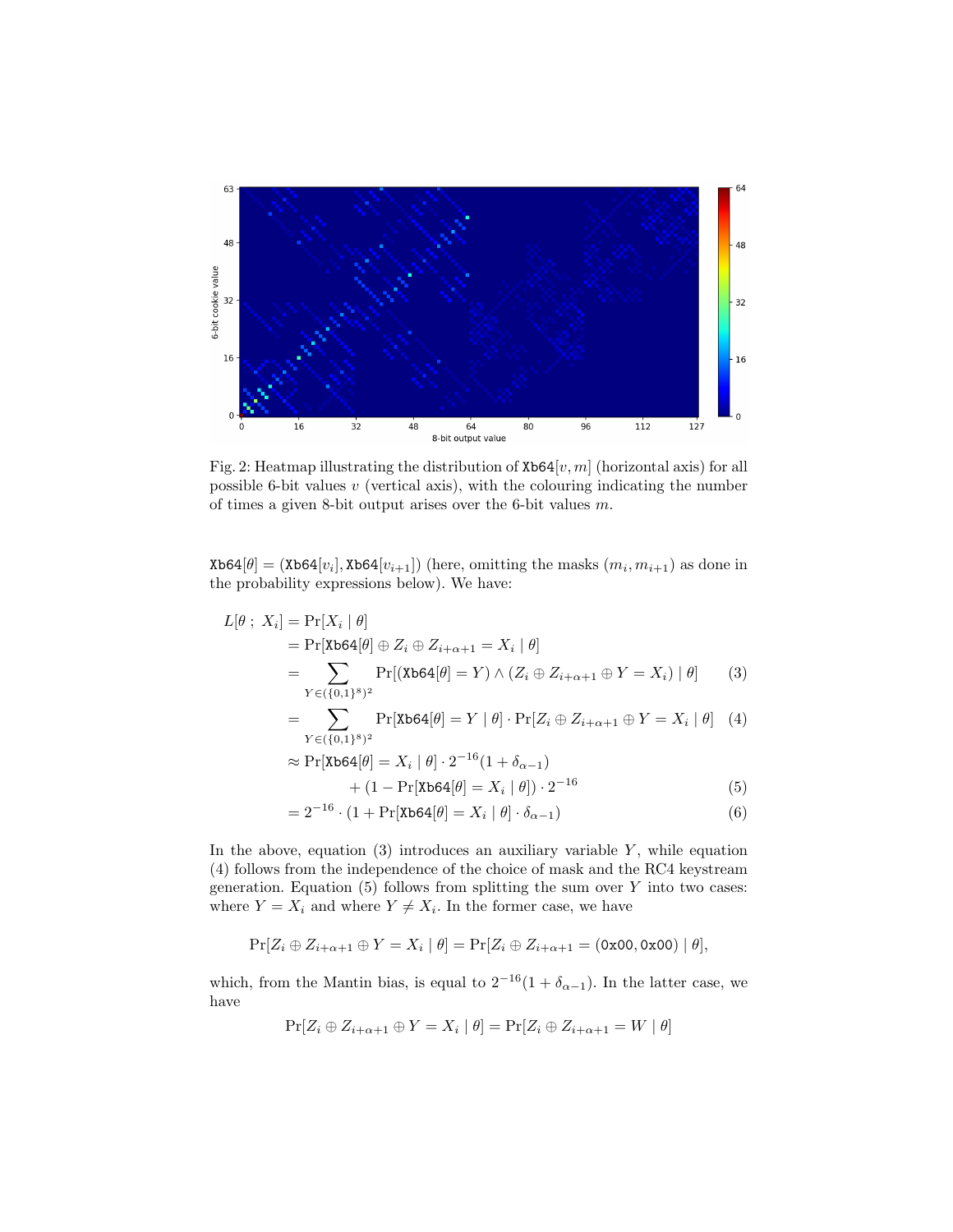Fig. 2: Heatmap illustrating the distribution of $\texttt{Xb64}[v, m]$ (horizontal axis) for all possible 6-bit values $v$ (vertical axis), with the colouring indicating the number of times a given 8-bit output arises over the 6-bit values $m$.

$\texttt{Xb64}[\theta] = (\texttt{Xb64}[v_i], \texttt{Xb64}[v_{i+1}])$ (here, omitting the masks $(m_i, m_{i+1})$ as done in the probability expressions below). We have:

$$
\begin{aligned}
L[\theta\ ;\ X_i] &= \Pr[X_i \mid \theta] \\
&= \Pr[\texttt{Xb64}[\theta] \oplus Z_i \oplus Z_{i+\alpha+1} = X_i \mid \theta] \\
&= \sum_{Y \in (\{0,1\}^8)^2} \Pr[(\texttt{Xb64}[\theta] = Y) \wedge (Z_i \oplus Z_{i+\alpha+1} \oplus Y = X_i) \mid \theta] \qquad (3) \\
&= \sum_{Y \in (\{0,1\}^8)^2} \Pr[\texttt{Xb64}[\theta] = Y \mid \theta] \cdot \Pr[Z_i \oplus Z_{i+\alpha+1} \oplus Y = X_i \mid \theta] \qquad (4) \\
&\approx \Pr[\texttt{Xb64}[\theta] = X_i \mid \theta] \cdot 2^{-16}(1 + \delta_{\alpha-1}) \\
&\qquad + (1 - \Pr[\texttt{Xb64}[\theta] = X_i \mid \theta]) \cdot 2^{-16} \qquad (5) \\
&= 2^{-16} \cdot (1 + \Pr[\texttt{Xb64}[\theta] = X_i \mid \theta] \cdot \delta_{\alpha-1}) \qquad (6)
\end{aligned}
$$

In the above, equation (3) introduces an auxiliary variable $Y$, while equation (4) follows from the independence of the choice of mask and the RC4 keystream generation. Equation (5) follows from splitting the sum over $Y$ into two cases: where $Y = X_i$ and where $Y \neq X_i$. In the former case, we have

$$\Pr[Z_i \oplus Z_{i+\alpha+1} \oplus Y = X_i \mid \theta] = \Pr[Z_i \oplus Z_{i+\alpha+1} = (\texttt{0x00}, \texttt{0x00}) \mid \theta],$$

which, from the Mantin bias, is equal to $2^{-16}(1 + \delta_{\alpha-1})$. In the latter case, we have

$$\Pr[Z_i \oplus Z_{i+\alpha+1} \oplus Y = X_i \mid \theta] = \Pr[Z_i \oplus Z_{i+\alpha+1} = W \mid \theta]$$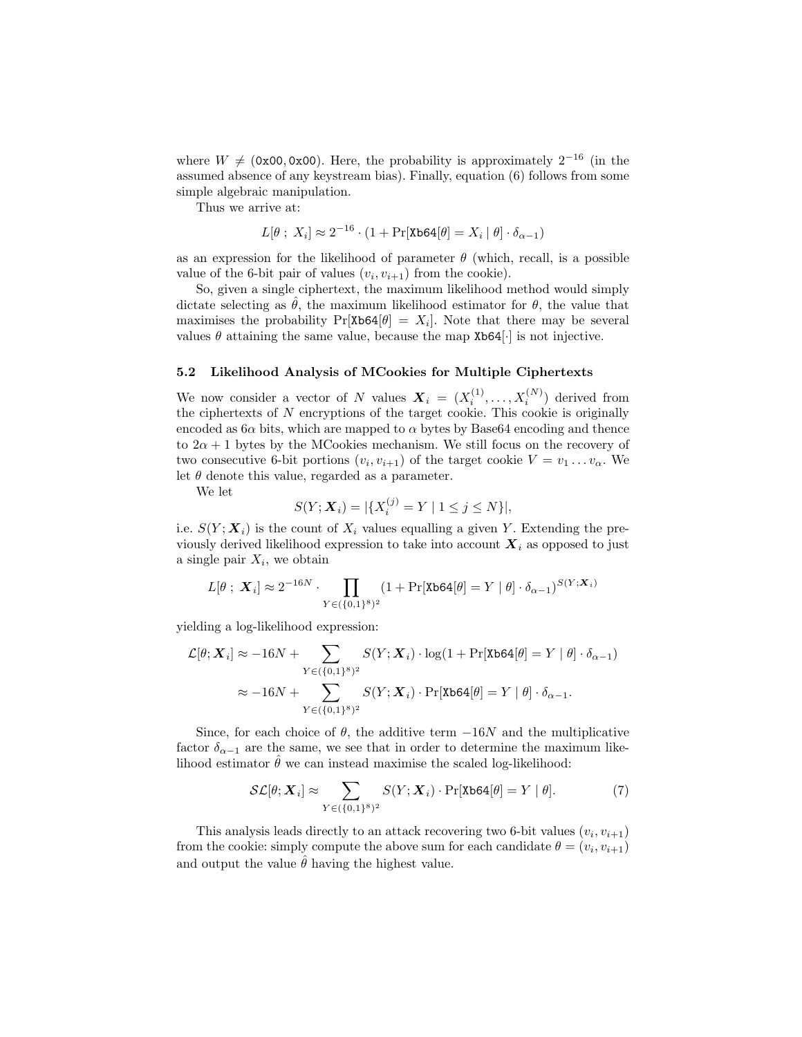where $W \neq$ (0x00, 0x00). Here, the probability is approximately $2^{-16}$ (in the assumed absence of any keystream bias). Finally, equation (6) follows from some simple algebraic manipulation.

Thus we arrive at:

$$L[\theta\ ;\ X_i] \approx 2^{-16} \cdot (1 + \Pr[\texttt{Xb64}[\theta] = X_i \mid \theta] \cdot \delta_{\alpha-1})$$

as an expression for the likelihood of parameter $\theta$ (which, recall, is a possible value of the 6-bit pair of values $(v_i, v_{i+1})$ from the cookie).

So, given a single ciphertext, the maximum likelihood method would simply dictate selecting as $\hat{\theta}$, the maximum likelihood estimator for $\theta$, the value that maximises the probability $\Pr[\texttt{Xb64}[\theta] = X_i]$. Note that there may be several values $\theta$ attaining the same value, because the map $\texttt{Xb64}[\cdot]$ is not injective.

### 5.2 Likelihood Analysis of MCookies for Multiple Ciphertexts

We now consider a vector of $N$ values $\boldsymbol{X}_i = (X_i^{(1)}, \ldots, X_i^{(N)})$ derived from the ciphertexts of $N$ encryptions of the target cookie. This cookie is originally encoded as $6\alpha$ bits, which are mapped to $\alpha$ bytes by Base64 encoding and thence to $2\alpha + 1$ bytes by the MCookies mechanism. We still focus on the recovery of two consecutive 6-bit portions $(v_i, v_{i+1})$ of the target cookie $V = v_1 \ldots v_\alpha$. We let $\theta$ denote this value, regarded as a parameter.

We let

$$S(Y; \boldsymbol{X}_i) = |\{X_i^{(j)} = Y \mid 1 \leq j \leq N\}|,$$

i.e. $S(Y; \boldsymbol{X}_i)$ is the count of $X_i$ values equalling a given $Y$. Extending the previously derived likelihood expression to take into account $\boldsymbol{X}_i$ as opposed to just a single pair $X_i$, we obtain

$$L[\theta\ ;\ \boldsymbol{X}_i] \approx 2^{-16N} \cdot \prod_{Y \in (\{0,1\}^8)^2} (1 + \Pr[\texttt{Xb64}[\theta] = Y \mid \theta] \cdot \delta_{\alpha-1})^{S(Y;\boldsymbol{X}_i)}$$

yielding a log-likelihood expression:

$$\begin{aligned}
\mathcal{L}[\theta; \boldsymbol{X}_i] &\approx -16N + \sum_{Y \in (\{0,1\}^8)^2} S(Y; \boldsymbol{X}_i) \cdot \log(1 + \Pr[\texttt{Xb64}[\theta] = Y \mid \theta] \cdot \delta_{\alpha-1}) \\
&\approx -16N + \sum_{Y \in (\{0,1\}^8)^2} S(Y; \boldsymbol{X}_i) \cdot \Pr[\texttt{Xb64}[\theta] = Y \mid \theta] \cdot \delta_{\alpha-1}.
\end{aligned}$$

Since, for each choice of $\theta$, the additive term $-16N$ and the multiplicative factor $\delta_{\alpha-1}$ are the same, we see that in order to determine the maximum likelihood estimator $\hat{\theta}$ we can instead maximise the scaled log-likelihood:

$$\mathcal{SL}[\theta; \boldsymbol{X}_i] \approx \sum_{Y \in (\{0,1\}^8)^2} S(Y; \boldsymbol{X}_i) \cdot \Pr[\texttt{Xb64}[\theta] = Y \mid \theta]. \tag{7}$$

This analysis leads directly to an attack recovering two 6-bit values $(v_i, v_{i+1})$ from the cookie: simply compute the above sum for each candidate $\theta = (v_i, v_{i+1})$ and output the value $\hat{\theta}$ having the highest value.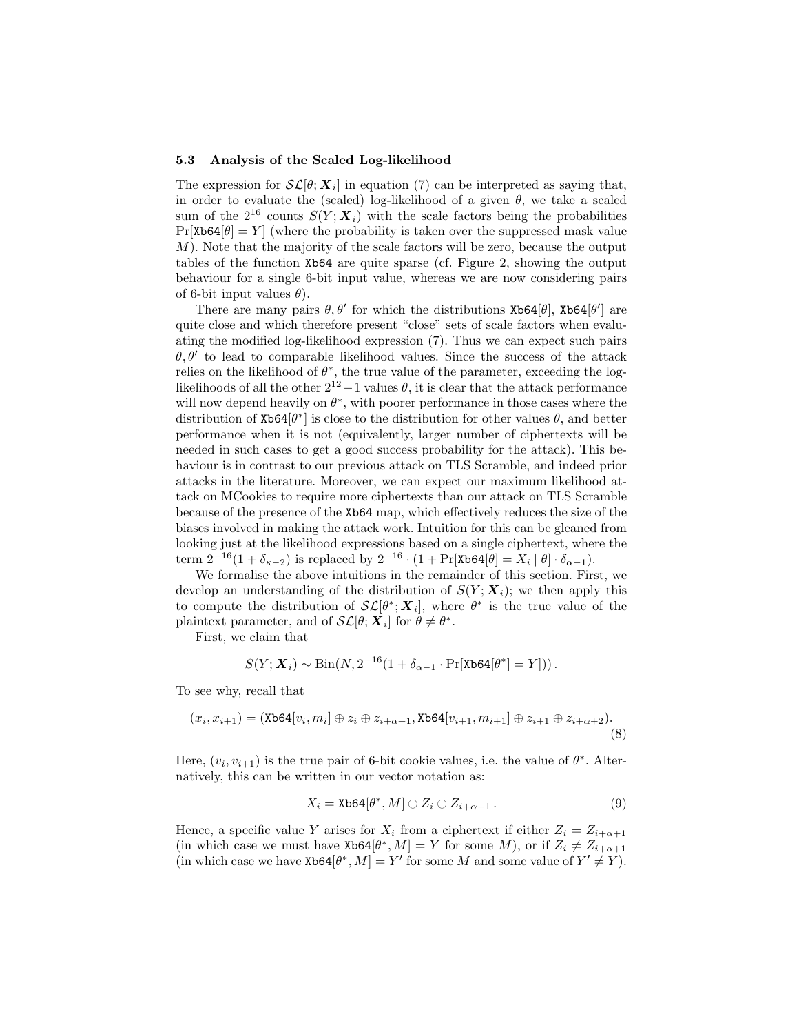### 5.3 Analysis of the Scaled Log-likelihood

The expression for $\mathcal{SL}[\theta; \boldsymbol{X}_i]$ in equation (7) can be interpreted as saying that, in order to evaluate the (scaled) log-likelihood of a given $\theta$, we take a scaled sum of the $2^{16}$ counts $S(Y; \boldsymbol{X}_i)$ with the scale factors being the probabilities $\Pr[\texttt{Xb64}[\theta] = Y]$ (where the probability is taken over the suppressed mask value $M$). Note that the majority of the scale factors will be zero, because the output tables of the function Xb64 are quite sparse (cf. Figure 2, showing the output behaviour for a single 6-bit input value, whereas we are now considering pairs of 6-bit input values $\theta$).

There are many pairs $\theta, \theta'$ for which the distributions $\texttt{Xb64}[\theta]$, $\texttt{Xb64}[\theta']$ are quite close and which therefore present "close" sets of scale factors when evaluating the modified log-likelihood expression (7). Thus we can expect such pairs $\theta, \theta'$ to lead to comparable likelihood values. Since the success of the attack relies on the likelihood of $\theta^*$, the true value of the parameter, exceeding the log-likelihoods of all the other $2^{12}-1$ values $\theta$, it is clear that the attack performance will now depend heavily on $\theta^*$, with poorer performance in those cases where the distribution of $\texttt{Xb64}[\theta^*]$ is close to the distribution for other values $\theta$, and better performance when it is not (equivalently, larger number of ciphertexts will be needed in such cases to get a good success probability for the attack). This behaviour is in contrast to our previous attack on TLS Scramble, and indeed prior attacks in the literature. Moreover, we can expect our maximum likelihood attack on MCookies to require more ciphertexts than our attack on TLS Scramble because of the presence of the Xb64 map, which effectively reduces the size of the biases involved in making the attack work. Intuition for this can be gleaned from looking just at the likelihood expressions based on a single ciphertext, where the term $2^{-16}(1 + \delta_{\kappa-2})$ is replaced by $2^{-16} \cdot (1 + \Pr[\texttt{Xb64}[\theta] = X_i \mid \theta] \cdot \delta_{\alpha-1})$.

We formalise the above intuitions in the remainder of this section. First, we develop an understanding of the distribution of $S(Y; \boldsymbol{X}_i)$; we then apply this to compute the distribution of $\mathcal{SL}[\theta^*; \boldsymbol{X}_i]$, where $\theta^*$ is the true value of the plaintext parameter, and of $\mathcal{SL}[\theta; \boldsymbol{X}_i]$ for $\theta \neq \theta^*$.

First, we claim that

$$S(Y; \boldsymbol{X}_i) \sim \mathrm{Bin}(N, 2^{-16}(1 + \delta_{\alpha-1} \cdot \Pr[\texttt{Xb64}[\theta^*] = Y]))\,.$$

To see why, recall that

$$(x_i, x_{i+1}) = (\texttt{Xb64}[v_i, m_i] \oplus z_i \oplus z_{i+\alpha+1}, \texttt{Xb64}[v_{i+1}, m_{i+1}] \oplus z_{i+1} \oplus z_{i+\alpha+2}). \tag{8}$$

Here, $(v_i, v_{i+1})$ is the true pair of 6-bit cookie values, i.e. the value of $\theta^*$. Alternatively, this can be written in our vector notation as:

$$X_i = \texttt{Xb64}[\theta^*, M] \oplus Z_i \oplus Z_{i+\alpha+1}\,. \tag{9}$$

Hence, a specific value $Y$ arises for $X_i$ from a ciphertext if either $Z_i = Z_{i+\alpha+1}$ (in which case we must have $\texttt{Xb64}[\theta^*, M] = Y$ for some $M$), or if $Z_i \neq Z_{i+\alpha+1}$ (in which case we have $\texttt{Xb64}[\theta^*, M] = Y'$ for some $M$ and some value of $Y' \neq Y$).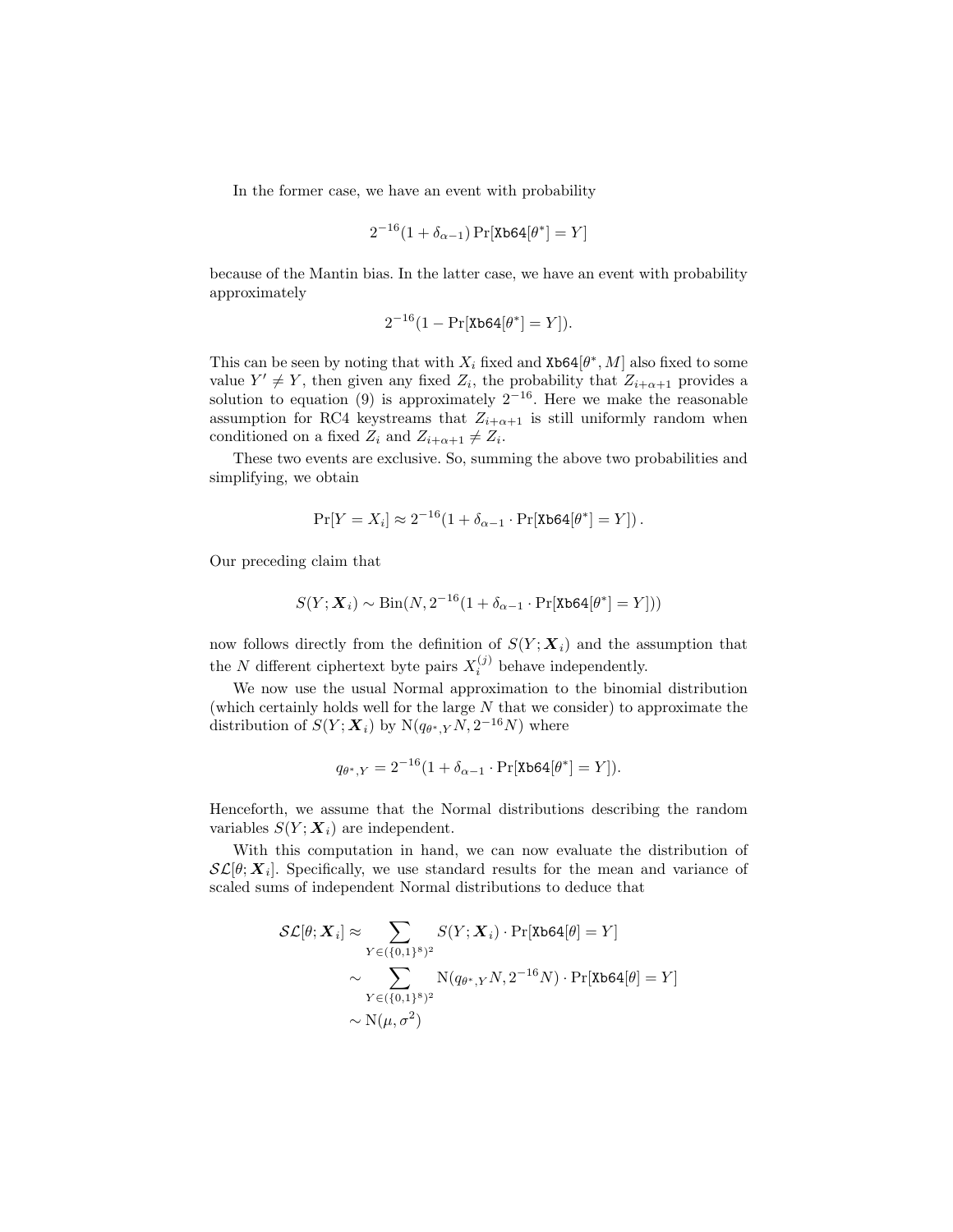In the former case, we have an event with probability

$$2^{-16}(1+\delta_{\alpha-1})\Pr[\texttt{Xb64}[\theta^*]=Y]$$

because of the Mantin bias. In the latter case, we have an event with probability approximately

$$2^{-16}(1-\Pr[\texttt{Xb64}[\theta^*]=Y]).$$

This can be seen by noting that with $X_i$ fixed and $\texttt{Xb64}[\theta^*, M]$ also fixed to some value $Y' \neq Y$, then given any fixed $Z_i$, the probability that $Z_{i+\alpha+1}$ provides a solution to equation (9) is approximately $2^{-16}$. Here we make the reasonable assumption for RC4 keystreams that $Z_{i+\alpha+1}$ is still uniformly random when conditioned on a fixed $Z_i$ and $Z_{i+\alpha+1} \neq Z_i$.

These two events are exclusive. So, summing the above two probabilities and simplifying, we obtain

$$\Pr[Y = X_i] \approx 2^{-16}(1+\delta_{\alpha-1}\cdot\Pr[\texttt{Xb64}[\theta^*]=Y]).$$

Our preceding claim that

$$S(Y;\boldsymbol{X}_i) \sim \mathrm{Bin}(N, 2^{-16}(1+\delta_{\alpha-1}\cdot\Pr[\texttt{Xb64}[\theta^*]=Y]))$$

now follows directly from the definition of $S(Y;\boldsymbol{X}_i)$ and the assumption that the $N$ different ciphertext byte pairs $X_i^{(j)}$ behave independently.

We now use the usual Normal approximation to the binomial distribution (which certainly holds well for the large $N$ that we consider) to approximate the distribution of $S(Y;\boldsymbol{X}_i)$ by $\mathrm{N}(q_{\theta^*,Y}N, 2^{-16}N)$ where

$$q_{\theta^*,Y} = 2^{-16}(1+\delta_{\alpha-1}\cdot\Pr[\texttt{Xb64}[\theta^*]=Y]).$$

Henceforth, we assume that the Normal distributions describing the random variables $S(Y;\boldsymbol{X}_i)$ are independent.

With this computation in hand, we can now evaluate the distribution of $\mathcal{SL}[\theta;\boldsymbol{X}_i]$. Specifically, we use standard results for the mean and variance of scaled sums of independent Normal distributions to deduce that

$$\begin{aligned}
\mathcal{SL}[\theta;\boldsymbol{X}_i] &\approx \sum_{Y\in(\{0,1\}^8)^2} S(Y;\boldsymbol{X}_i)\cdot\Pr[\texttt{Xb64}[\theta]=Y] \\
&\sim \sum_{Y\in(\{0,1\}^8)^2} \mathrm{N}(q_{\theta^*,Y}N, 2^{-16}N)\cdot\Pr[\texttt{Xb64}[\theta]=Y] \\
&\sim \mathrm{N}(\mu,\sigma^2)
\end{aligned}$$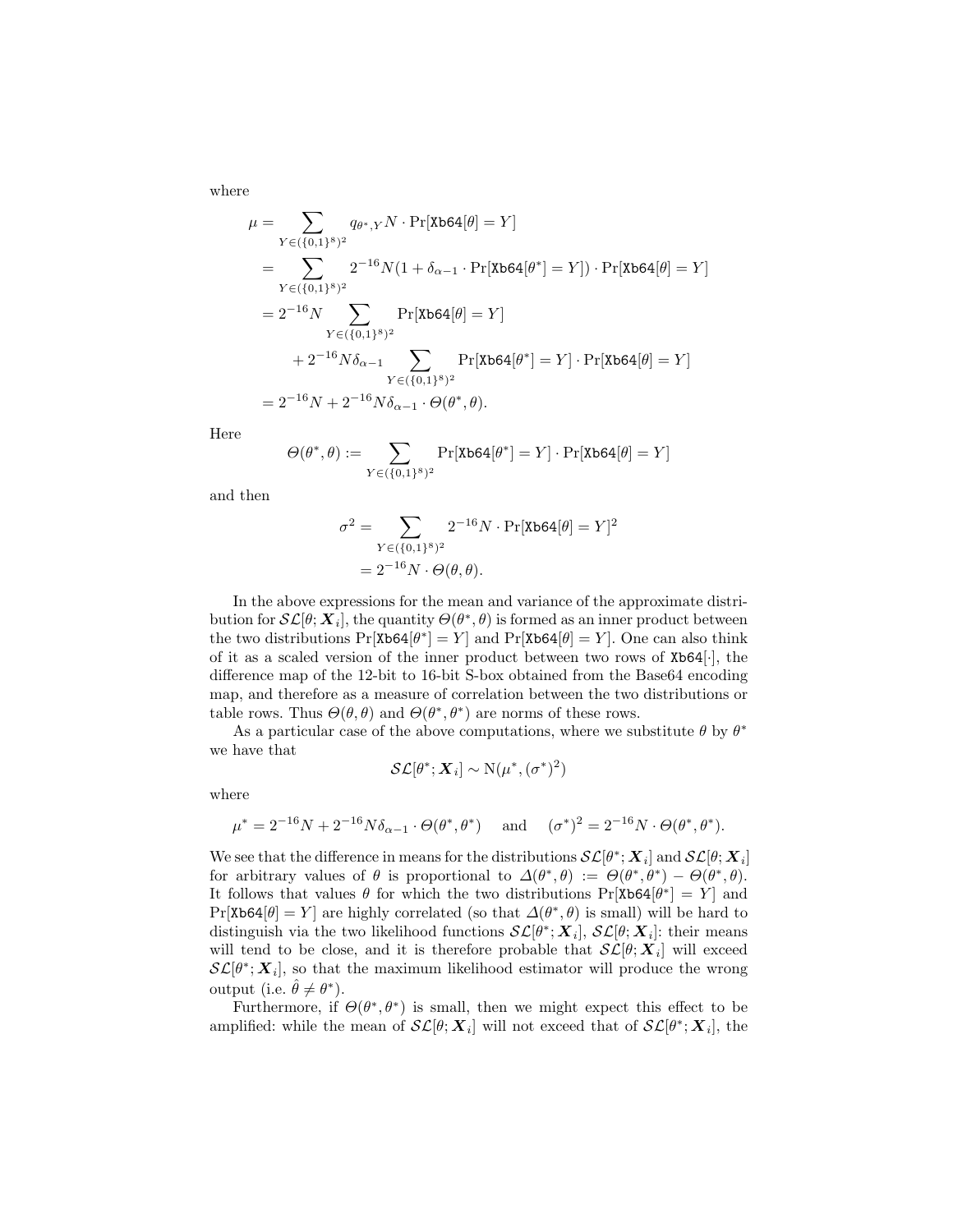where

$$
\begin{aligned}
\mu &= \sum_{Y \in (\{0,1\}^8)^2} q_{\theta^*,Y} N \cdot \Pr[\mathtt{Xb64}[\theta] = Y] \\
&= \sum_{Y \in (\{0,1\}^8)^2} 2^{-16} N (1 + \delta_{\alpha-1} \cdot \Pr[\mathtt{Xb64}[\theta^*] = Y]) \cdot \Pr[\mathtt{Xb64}[\theta] = Y] \\
&= 2^{-16} N \sum_{Y \in (\{0,1\}^8)^2} \Pr[\mathtt{Xb64}[\theta] = Y] \\
&\quad + 2^{-16} N \delta_{\alpha-1} \sum_{Y \in (\{0,1\}^8)^2} \Pr[\mathtt{Xb64}[\theta^*] = Y] \cdot \Pr[\mathtt{Xb64}[\theta] = Y] \\
&= 2^{-16} N + 2^{-16} N \delta_{\alpha-1} \cdot \Theta(\theta^*, \theta).
\end{aligned}
$$

Here

$$
\Theta(\theta^*, \theta) := \sum_{Y \in (\{0,1\}^8)^2} \Pr[\mathtt{Xb64}[\theta^*] = Y] \cdot \Pr[\mathtt{Xb64}[\theta] = Y]
$$

and then

$$
\begin{aligned}
\sigma^2 &= \sum_{Y \in (\{0,1\}^8)^2} 2^{-16} N \cdot \Pr[\mathtt{Xb64}[\theta] = Y]^2 \\
&= 2^{-16} N \cdot \Theta(\theta, \theta).
\end{aligned}
$$

In the above expressions for the mean and variance of the approximate distribution for $\mathcal{SL}[\theta; \boldsymbol{X}_i]$, the quantity $\Theta(\theta^*, \theta)$ is formed as an inner product between the two distributions $\Pr[\mathtt{Xb64}[\theta^*] = Y]$ and $\Pr[\mathtt{Xb64}[\theta] = Y]$. One can also think of it as a scaled version of the inner product between two rows of $\mathtt{Xb64}[\cdot]$, the difference map of the 12-bit to 16-bit S-box obtained from the Base64 encoding map, and therefore as a measure of correlation between the two distributions or table rows. Thus $\Theta(\theta, \theta)$ and $\Theta(\theta^*, \theta^*)$ are norms of these rows.

As a particular case of the above computations, where we substitute $\theta$ by $\theta^*$ we have that

$$
\mathcal{SL}[\theta^*; \boldsymbol{X}_i] \sim \mathrm{N}(\mu^*, (\sigma^*)^2)
$$

where

$$
\mu^* = 2^{-16} N + 2^{-16} N \delta_{\alpha-1} \cdot \Theta(\theta^*, \theta^*) \quad \text{and} \quad (\sigma^*)^2 = 2^{-16} N \cdot \Theta(\theta^*, \theta^*).
$$

We see that the difference in means for the distributions $\mathcal{SL}[\theta^*; \boldsymbol{X}_i]$ and $\mathcal{SL}[\theta; \boldsymbol{X}_i]$ for arbitrary values of $\theta$ is proportional to $\Delta(\theta^*, \theta) := \Theta(\theta^*, \theta^*) - \Theta(\theta^*, \theta)$. It follows that values $\theta$ for which the two distributions $\Pr[\mathtt{Xb64}[\theta^*] = Y]$ and $\Pr[\mathtt{Xb64}[\theta] = Y]$ are highly correlated (so that $\Delta(\theta^*, \theta)$ is small) will be hard to distinguish via the two likelihood functions $\mathcal{SL}[\theta^*; \boldsymbol{X}_i]$, $\mathcal{SL}[\theta; \boldsymbol{X}_i]$: their means will tend to be close, and it is therefore probable that $\mathcal{SL}[\theta; \boldsymbol{X}_i]$ will exceed $\mathcal{SL}[\theta^*; \boldsymbol{X}_i]$, so that the maximum likelihood estimator will produce the wrong output (i.e. $\hat{\theta} \neq \theta^*$).

Furthermore, if $\Theta(\theta^*, \theta^*)$ is small, then we might expect this effect to be amplified: while the mean of $\mathcal{SL}[\theta; \boldsymbol{X}_i]$ will not exceed that of $\mathcal{SL}[\theta^*; \boldsymbol{X}_i]$, the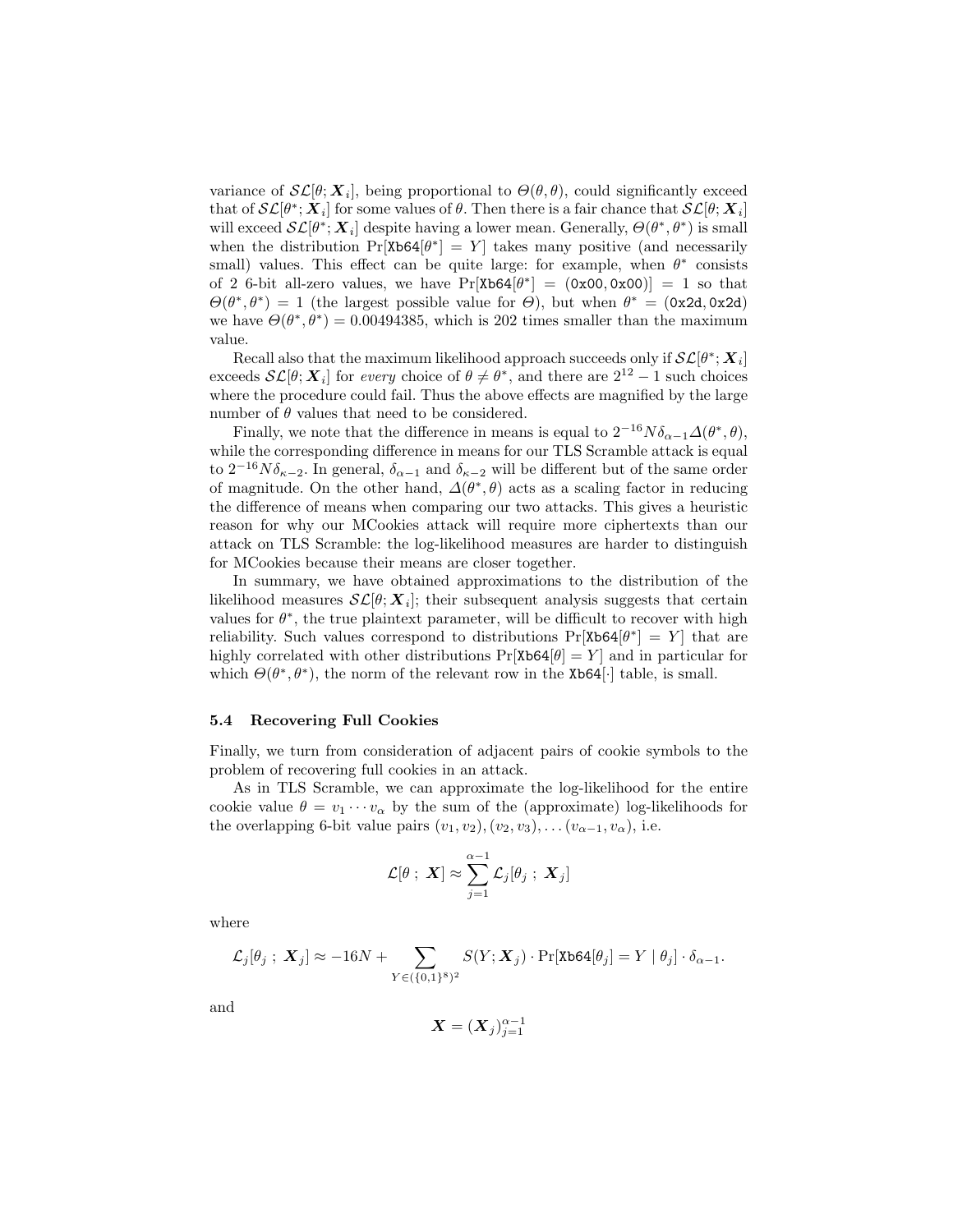variance of $\mathcal{SL}[\theta; \boldsymbol{X}_i]$, being proportional to $\Theta(\theta, \theta)$, could significantly exceed that of $\mathcal{SL}[\theta^*; \boldsymbol{X}_i]$ for some values of $\theta$. Then there is a fair chance that $\mathcal{SL}[\theta; \boldsymbol{X}_i]$ will exceed $\mathcal{SL}[\theta^*; \boldsymbol{X}_i]$ despite having a lower mean. Generally, $\Theta(\theta^*, \theta^*)$ is small when the distribution $\Pr[\texttt{Xb64}[\theta^*] = Y]$ takes many positive (and necessarily small) values. This effect can be quite large: for example, when $\theta^*$ consists of 2 6-bit all-zero values, we have $\Pr[\texttt{Xb64}[\theta^*] = (\texttt{0x00}, \texttt{0x00})] = 1$ so that $\Theta(\theta^*, \theta^*) = 1$ (the largest possible value for $\Theta$), but when $\theta^* = (\texttt{0x2d}, \texttt{0x2d})$ we have $\Theta(\theta^*, \theta^*) = 0.00494385$, which is 202 times smaller than the maximum value.

Recall also that the maximum likelihood approach succeeds only if $\mathcal{SL}[\theta^*; \boldsymbol{X}_i]$ exceeds $\mathcal{SL}[\theta; \boldsymbol{X}_i]$ for *every* choice of $\theta \neq \theta^*$, and there are $2^{12} - 1$ such choices where the procedure could fail. Thus the above effects are magnified by the large number of $\theta$ values that need to be considered.

Finally, we note that the difference in means is equal to $2^{-16} N \delta_{\alpha-1} \Delta(\theta^*, \theta)$, while the corresponding difference in means for our TLS Scramble attack is equal to $2^{-16} N \delta_{\kappa-2}$. In general, $\delta_{\alpha-1}$ and $\delta_{\kappa-2}$ will be different but of the same order of magnitude. On the other hand, $\Delta(\theta^*, \theta)$ acts as a scaling factor in reducing the difference of means when comparing our two attacks. This gives a heuristic reason for why our MCookies attack will require more ciphertexts than our attack on TLS Scramble: the log-likelihood measures are harder to distinguish for MCookies because their means are closer together.

In summary, we have obtained approximations to the distribution of the likelihood measures $\mathcal{SL}[\theta; \boldsymbol{X}_i]$; their subsequent analysis suggests that certain values for $\theta^*$, the true plaintext parameter, will be difficult to recover with high reliability. Such values correspond to distributions $\Pr[\texttt{Xb64}[\theta^*] = Y]$ that are highly correlated with other distributions $\Pr[\texttt{Xb64}[\theta] = Y]$ and in particular for which $\Theta(\theta^*, \theta^*)$, the norm of the relevant row in the $\texttt{Xb64}[\cdot]$ table, is small.

### 5.4 Recovering Full Cookies

Finally, we turn from consideration of adjacent pairs of cookie symbols to the problem of recovering full cookies in an attack.

As in TLS Scramble, we can approximate the log-likelihood for the entire cookie value $\theta = v_1 \cdots v_\alpha$ by the sum of the (approximate) log-likelihoods for the overlapping 6-bit value pairs $(v_1, v_2), (v_2, v_3), \ldots (v_{\alpha-1}, v_\alpha)$, i.e.

$$\mathcal{L}[\theta \; ; \; \boldsymbol{X}] \approx \sum_{j=1}^{\alpha-1} \mathcal{L}_j[\theta_j \; ; \; \boldsymbol{X}_j]$$

where

$$\mathcal{L}_j[\theta_j \; ; \; \boldsymbol{X}_j] \approx -16N + \sum_{Y \in (\{0,1\}^8)^2} S(Y; \boldsymbol{X}_j) \cdot \Pr[\texttt{Xb64}[\theta_j] = Y \mid \theta_j] \cdot \delta_{\alpha-1}.$$

and

$$\boldsymbol{X} = (\boldsymbol{X}_j)_{j=1}^{\alpha-1}$$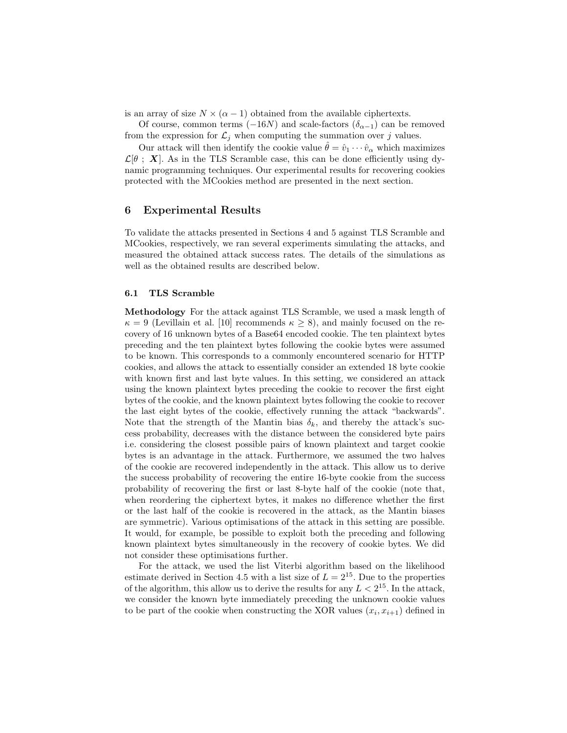is an array of size $N \times (\alpha - 1)$ obtained from the available ciphertexts.

Of course, common terms $(-16N)$ and scale-factors $(\delta_{\alpha-1})$ can be removed from the expression for $\mathcal{L}_j$ when computing the summation over $j$ values.

Our attack will then identify the cookie value $\hat{\theta} = \hat{v}_1 \cdots \hat{v}_\alpha$ which maximizes $\mathcal{L}[\theta \; ; \; \boldsymbol{X}]$. As in the TLS Scramble case, this can be done efficiently using dynamic programming techniques. Our experimental results for recovering cookies protected with the MCookies method are presented in the next section.

## 6 Experimental Results

To validate the attacks presented in Sections 4 and 5 against TLS Scramble and MCookies, respectively, we ran several experiments simulating the attacks, and measured the obtained attack success rates. The details of the simulations as well as the obtained results are described below.

### 6.1 TLS Scramble

**Methodology** For the attack against TLS Scramble, we used a mask length of $\kappa = 9$ (Levillain et al. [10] recommends $\kappa \geq 8$), and mainly focused on the recovery of 16 unknown bytes of a Base64 encoded cookie. The ten plaintext bytes preceding and the ten plaintext bytes following the cookie bytes were assumed to be known. This corresponds to a commonly encountered scenario for HTTP cookies, and allows the attack to essentially consider an extended 18 byte cookie with known first and last byte values. In this setting, we considered an attack using the known plaintext bytes preceding the cookie to recover the first eight bytes of the cookie, and the known plaintext bytes following the cookie to recover the last eight bytes of the cookie, effectively running the attack "backwards". Note that the strength of the Mantin bias $\delta_k$, and thereby the attack's success probability, decreases with the distance between the considered byte pairs i.e. considering the closest possible pairs of known plaintext and target cookie bytes is an advantage in the attack. Furthermore, we assumed the two halves of the cookie are recovered independently in the attack. This allow us to derive the success probability of recovering the entire 16-byte cookie from the success probability of recovering the first or last 8-byte half of the cookie (note that, when reordering the ciphertext bytes, it makes no difference whether the first or the last half of the cookie is recovered in the attack, as the Mantin biases are symmetric). Various optimisations of the attack in this setting are possible. It would, for example, be possible to exploit both the preceding and following known plaintext bytes simultaneously in the recovery of cookie bytes. We did not consider these optimisations further.

For the attack, we used the list Viterbi algorithm based on the likelihood estimate derived in Section 4.5 with a list size of $L = 2^{15}$. Due to the properties of the algorithm, this allow us to derive the results for any $L < 2^{15}$. In the attack, we consider the known byte immediately preceding the unknown cookie values to be part of the cookie when constructing the XOR values $(x_i, x_{i+1})$ defined in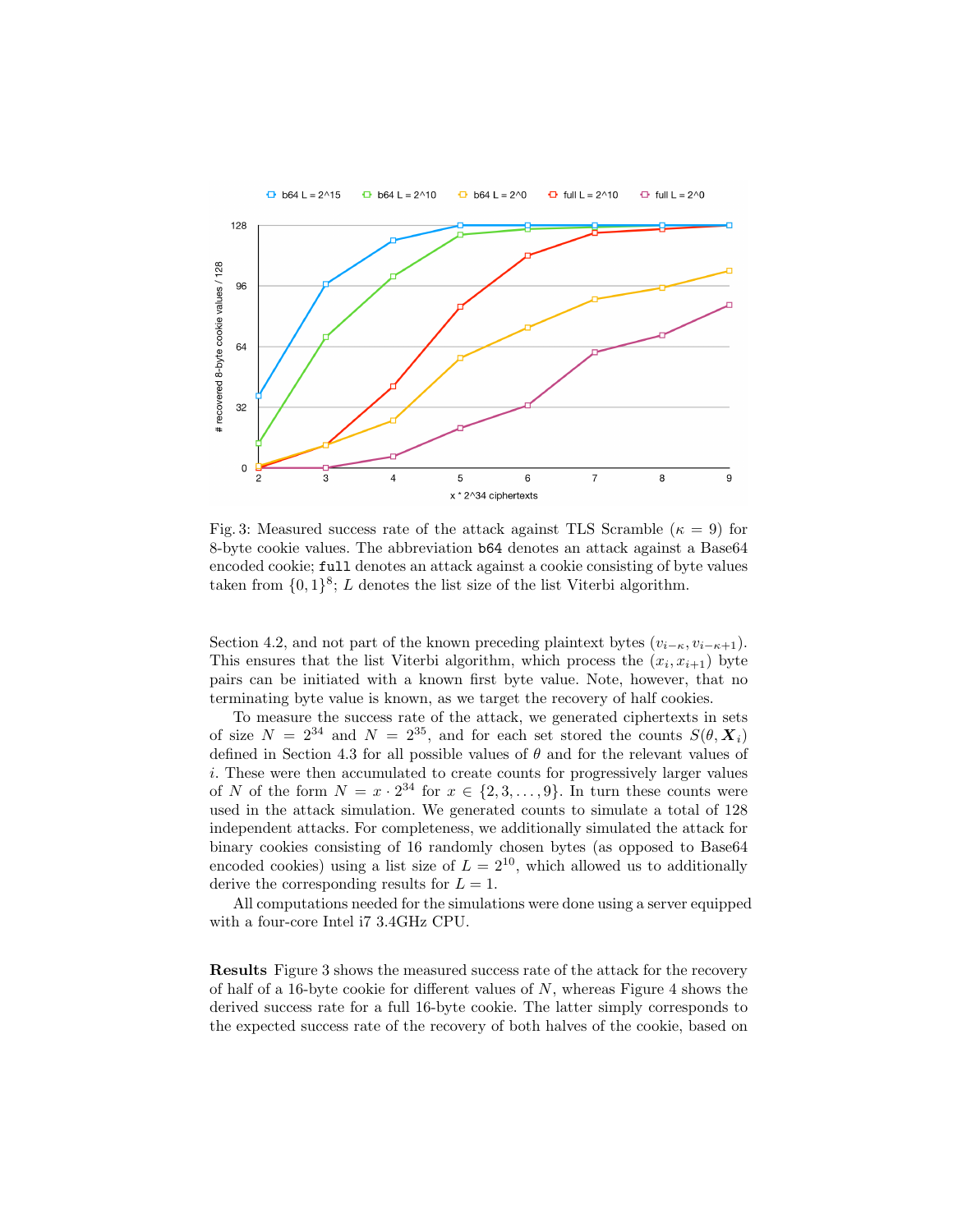Fig. 3: Measured success rate of the attack against TLS Scramble ($\kappa = 9$) for 8-byte cookie values. The abbreviation `b64` denotes an attack against a Base64 encoded cookie; `full` denotes an attack against a cookie consisting of byte values taken from $\{0,1\}^8$; $L$ denotes the list size of the list Viterbi algorithm.

Section 4.2, and not part of the known preceding plaintext bytes $(v_{i-\kappa}, v_{i-\kappa+1})$. This ensures that the list Viterbi algorithm, which process the $(x_i, x_{i+1})$ byte pairs can be initiated with a known first byte value. Note, however, that no terminating byte value is known, as we target the recovery of half cookies.

To measure the success rate of the attack, we generated ciphertexts in sets of size $N = 2^{34}$ and $N = 2^{35}$, and for each set stored the counts $S(\theta, \boldsymbol{X}_i)$ defined in Section 4.3 for all possible values of $\theta$ and for the relevant values of $i$. These were then accumulated to create counts for progressively larger values of $N$ of the form $N = x \cdot 2^{34}$ for $x \in \{2, 3, \ldots, 9\}$. In turn these counts were used in the attack simulation. We generated counts to simulate a total of 128 independent attacks. For completeness, we additionally simulated the attack for binary cookies consisting of 16 randomly chosen bytes (as opposed to Base64 encoded cookies) using a list size of $L = 2^{10}$, which allowed us to additionally derive the corresponding results for $L = 1$.

All computations needed for the simulations were done using a server equipped with a four-core Intel i7 3.4GHz CPU.

**Results** Figure 3 shows the measured success rate of the attack for the recovery of half of a 16-byte cookie for different values of $N$, whereas Figure 4 shows the derived success rate for a full 16-byte cookie. The latter simply corresponds to the expected success rate of the recovery of both halves of the cookie, based on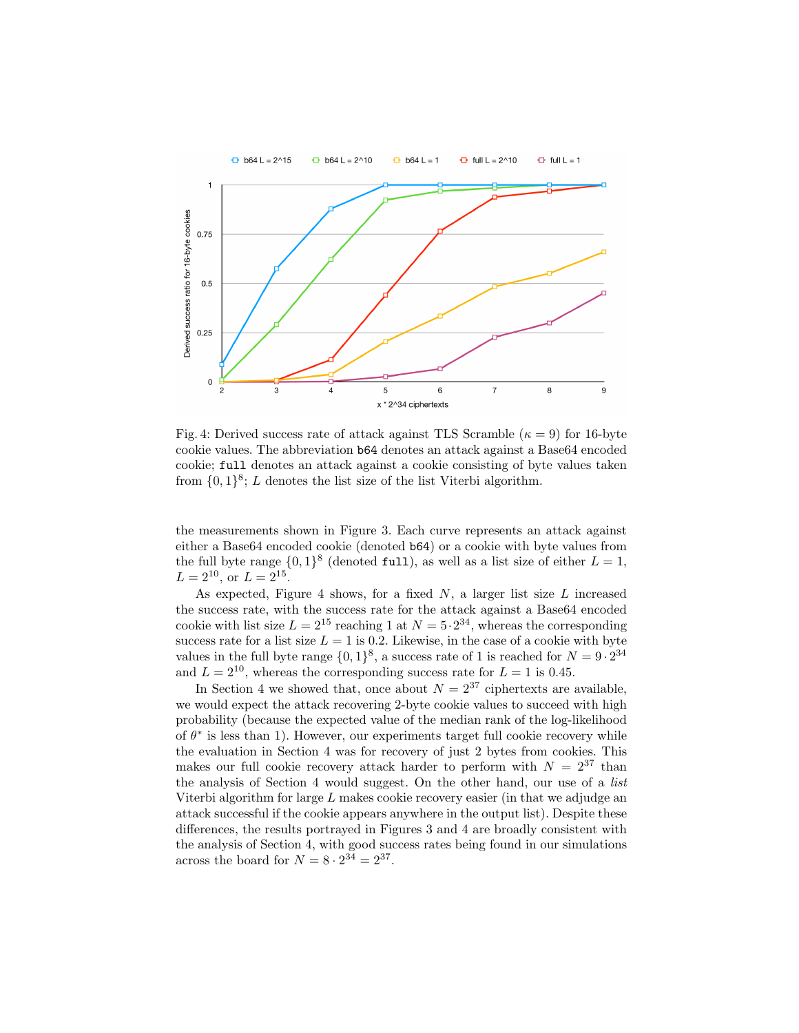Fig. 4: Derived success rate of attack against TLS Scramble ($\kappa = 9$) for 16-byte cookie values. The abbreviation `b64` denotes an attack against a Base64 encoded cookie; `full` denotes an attack against a cookie consisting of byte values taken from $\{0, 1\}^8$; $L$ denotes the list size of the list Viterbi algorithm.

the measurements shown in Figure 3. Each curve represents an attack against either a Base64 encoded cookie (denoted `b64`) or a cookie with byte values from the full byte range $\{0, 1\}^8$ (denoted `full`), as well as a list size of either $L = 1$, $L = 2^{10}$, or $L = 2^{15}$.

As expected, Figure 4 shows, for a fixed $N$, a larger list size $L$ increased the success rate, with the success rate for the attack against a Base64 encoded cookie with list size $L = 2^{15}$ reaching 1 at $N = 5 \cdot 2^{34}$, whereas the corresponding success rate for a list size $L = 1$ is 0.2. Likewise, in the case of a cookie with byte values in the full byte range $\{0, 1\}^8$, a success rate of 1 is reached for $N = 9 \cdot 2^{34}$ and $L = 2^{10}$, whereas the corresponding success rate for $L = 1$ is 0.45.

In Section 4 we showed that, once about $N = 2^{37}$ ciphertexts are available, we would expect the attack recovering 2-byte cookie values to succeed with high probability (because the expected value of the median rank of the log-likelihood of $\theta^*$ is less than 1). However, our experiments target full cookie recovery while the evaluation in Section 4 was for recovery of just 2 bytes from cookies. This makes our full cookie recovery attack harder to perform with $N = 2^{37}$ than the analysis of Section 4 would suggest. On the other hand, our use of a *list* Viterbi algorithm for large $L$ makes cookie recovery easier (in that we adjudge an attack successful if the cookie appears anywhere in the output list). Despite these differences, the results portrayed in Figures 3 and 4 are broadly consistent with the analysis of Section 4, with good success rates being found in our simulations across the board for $N = 8 \cdot 2^{34} = 2^{37}$.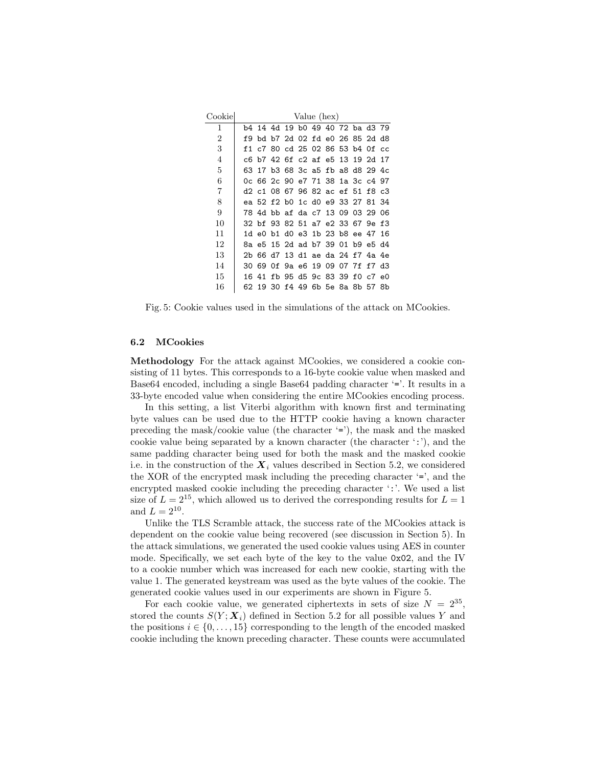| Cookie | Value (hex) |
|---|---|
| 1 | b4 14 4d 19 b0 49 40 72 ba d3 79 |
| 2 | f9 bd b7 2d 02 fd e0 26 85 2d d8 |
| 3 | f1 c7 80 cd 25 02 86 53 b4 0f cc |
| 4 | c6 b7 42 6f c2 af e5 13 19 2d 17 |
| 5 | 63 17 b3 68 3c a5 fb a8 d8 29 4c |
| 6 | 0c 66 2c 90 e7 71 38 1a 3c c4 97 |
| 7 | d2 c1 08 67 96 82 ac ef 51 f8 c3 |
| 8 | ea 52 f2 b0 1c d0 e9 33 27 81 34 |
| 9 | 78 4d bb af da c7 13 09 03 29 06 |
| 10 | 32 bf 93 82 51 a7 e2 33 67 9e f3 |
| 11 | 1d e0 b1 d0 e3 1b 23 b8 ee 47 16 |
| 12 | 8a e5 15 2d ad b7 39 01 b9 e5 d4 |
| 13 | 2b 66 d7 13 d1 ae da 24 f7 4a 4e |
| 14 | 30 69 0f 9a e6 19 09 07 7f f7 d3 |
| 15 | 16 41 fb 95 d5 9c 83 39 f0 c7 e0 |
| 16 | 62 19 30 f4 49 6b 5e 8a 8b 57 8b |

Fig. 5: Cookie values used in the simulations of the attack on MCookies.

### 6.2 MCookies

**Methodology** For the attack against MCookies, we considered a cookie consisting of 11 bytes. This corresponds to a 16-byte cookie value when masked and Base64 encoded, including a single Base64 padding character '`=`'. It results in a 33-byte encoded value when considering the entire MCookies encoding process.

In this setting, a list Viterbi algorithm with known first and terminating byte values can be used due to the HTTP cookie having a known character preceding the mask/cookie value (the character '`=`'), the mask and the masked cookie value being separated by a known character (the character '`:`'), and the same padding character being used for both the mask and the masked cookie i.e. in the construction of the $\boldsymbol{X}_i$ values described in Section 5.2, we considered the XOR of the encrypted mask including the preceding character '`=`', and the encrypted masked cookie including the preceding character '`:`'. We used a list size of $L = 2^{15}$, which allowed us to derived the corresponding results for $L = 1$ and $L = 2^{10}$.

Unlike the TLS Scramble attack, the success rate of the MCookies attack is dependent on the cookie value being recovered (see discussion in Section 5). In the attack simulations, we generated the used cookie values using AES in counter mode. Specifically, we set each byte of the key to the value `0x02`, and the IV to a cookie number which was increased for each new cookie, starting with the value 1. The generated keystream was used as the byte values of the cookie. The generated cookie values used in our experiments are shown in Figure 5.

For each cookie value, we generated ciphertexts in sets of size $N = 2^{35}$, stored the counts $S(Y; \boldsymbol{X}_i)$ defined in Section 5.2 for all possible values $Y$ and the positions $i \in \{0, \ldots, 15\}$ corresponding to the length of the encoded masked cookie including the known preceding character. These counts were accumulated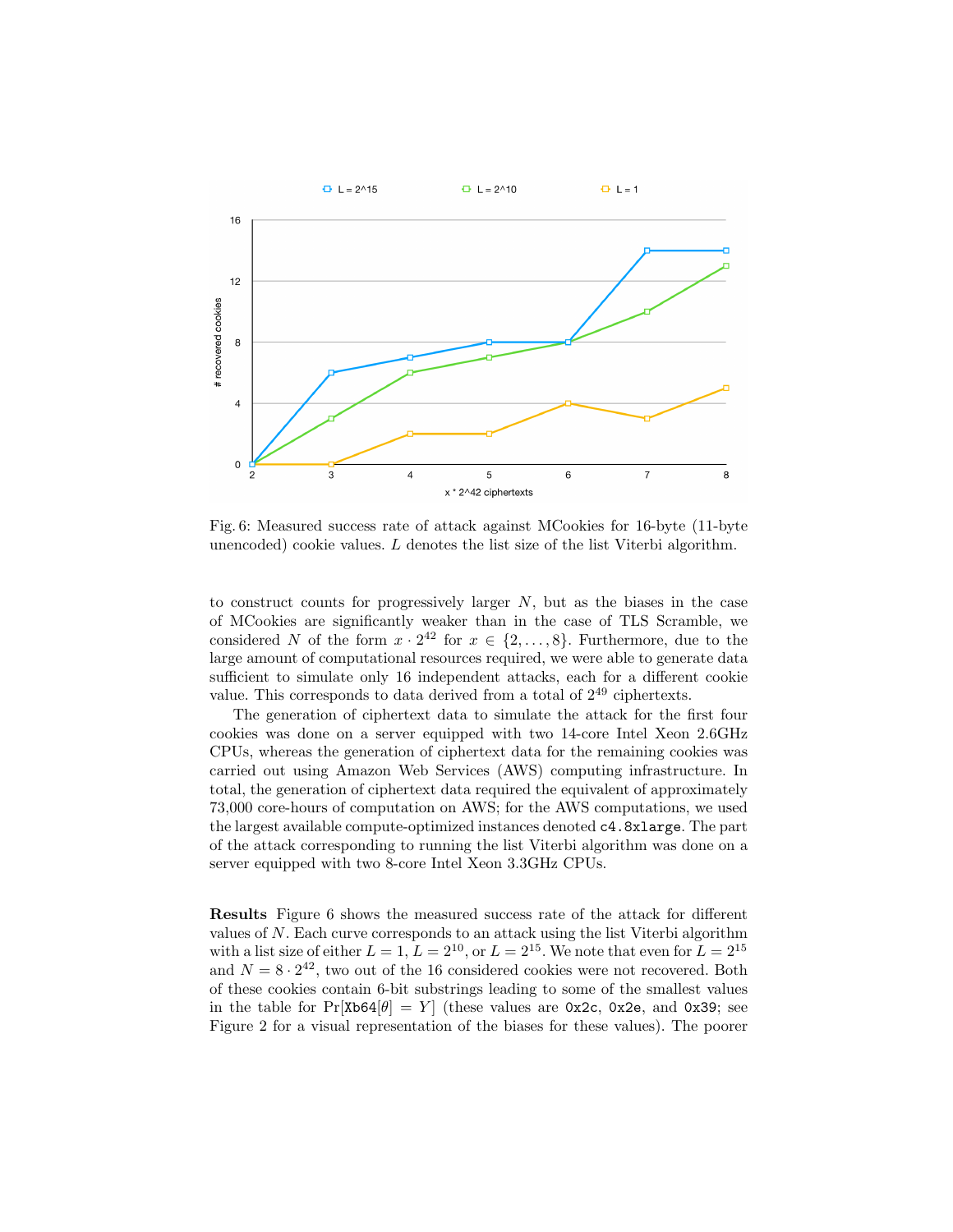Fig. 6: Measured success rate of attack against MCookies for 16-byte (11-byte unencoded) cookie values. $L$ denotes the list size of the list Viterbi algorithm.

to construct counts for progressively larger $N$, but as the biases in the case of MCookies are significantly weaker than in the case of TLS Scramble, we considered $N$ of the form $x \cdot 2^{42}$ for $x \in \{2, \ldots, 8\}$. Furthermore, due to the large amount of computational resources required, we were able to generate data sufficient to simulate only 16 independent attacks, each for a different cookie value. This corresponds to data derived from a total of $2^{49}$ ciphertexts.

The generation of ciphertext data to simulate the attack for the first four cookies was done on a server equipped with two 14-core Intel Xeon 2.6GHz CPUs, whereas the generation of ciphertext data for the remaining cookies was carried out using Amazon Web Services (AWS) computing infrastructure. In total, the generation of ciphertext data required the equivalent of approximately 73,000 core-hours of computation on AWS; for the AWS computations, we used the largest available compute-optimized instances denoted `c4.8xlarge`. The part of the attack corresponding to running the list Viterbi algorithm was done on a server equipped with two 8-core Intel Xeon 3.3GHz CPUs.

**Results** Figure 6 shows the measured success rate of the attack for different values of $N$. Each curve corresponds to an attack using the list Viterbi algorithm with a list size of either $L = 1$, $L = 2^{10}$, or $L = 2^{15}$. We note that even for $L = 2^{15}$ and $N = 8 \cdot 2^{42}$, two out of the 16 considered cookies were not recovered. Both of these cookies contain 6-bit substrings leading to some of the smallest values in the table for $\Pr[\mathtt{Xb64}[\theta] = Y]$ (these values are `0x2c`, `0x2e`, and `0x39`; see Figure 2 for a visual representation of the biases for these values). The poorer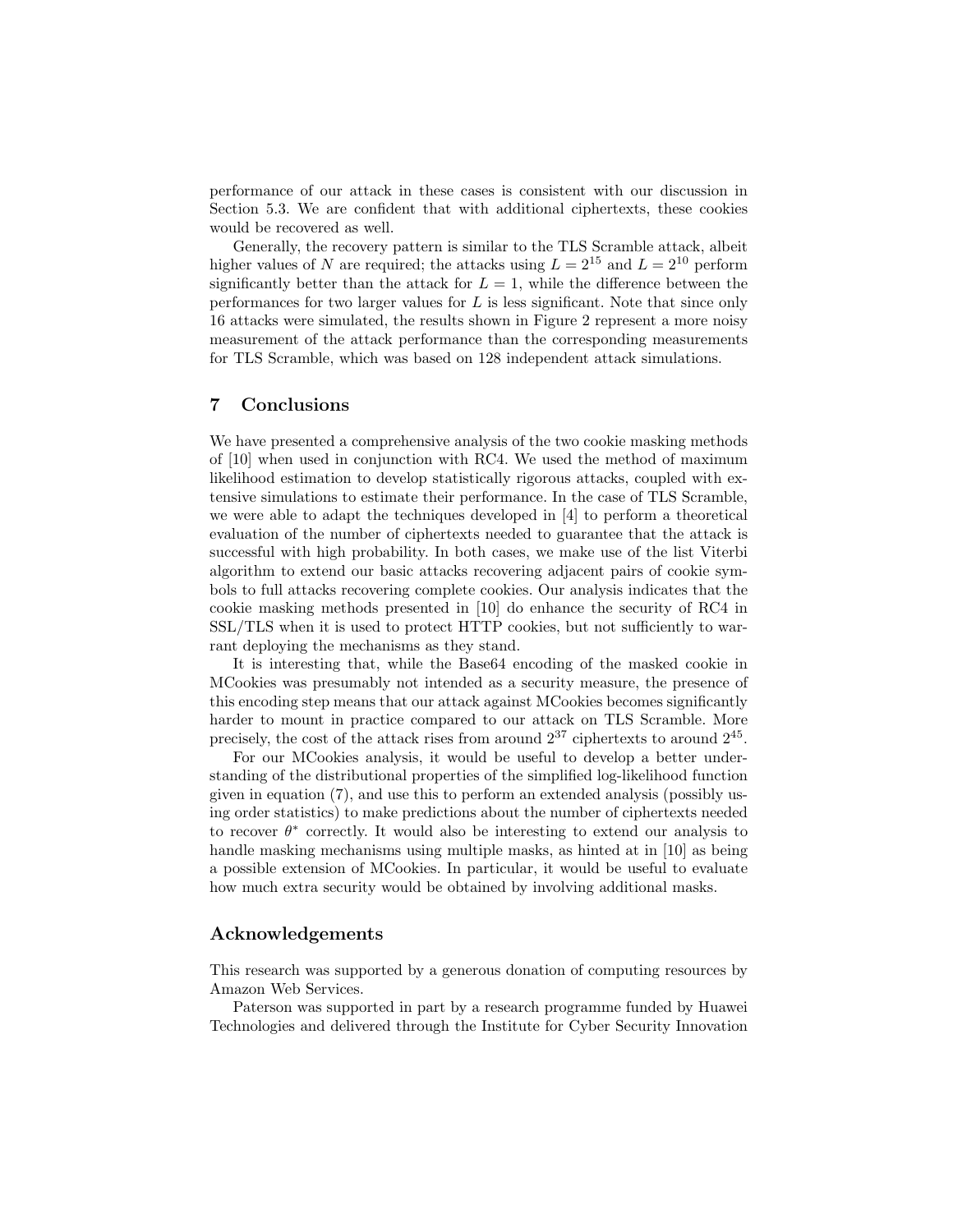performance of our attack in these cases is consistent with our discussion in Section 5.3. We are confident that with additional ciphertexts, these cookies would be recovered as well.

Generally, the recovery pattern is similar to the TLS Scramble attack, albeit higher values of $N$ are required; the attacks using $L = 2^{15}$ and $L = 2^{10}$ perform significantly better than the attack for $L = 1$, while the difference between the performances for two larger values for $L$ is less significant. Note that since only 16 attacks were simulated, the results shown in Figure 2 represent a more noisy measurement of the attack performance than the corresponding measurements for TLS Scramble, which was based on 128 independent attack simulations.

## 7 Conclusions

We have presented a comprehensive analysis of the two cookie masking methods of [10] when used in conjunction with RC4. We used the method of maximum likelihood estimation to develop statistically rigorous attacks, coupled with extensive simulations to estimate their performance. In the case of TLS Scramble, we were able to adapt the techniques developed in [4] to perform a theoretical evaluation of the number of ciphertexts needed to guarantee that the attack is successful with high probability. In both cases, we make use of the list Viterbi algorithm to extend our basic attacks recovering adjacent pairs of cookie symbols to full attacks recovering complete cookies. Our analysis indicates that the cookie masking methods presented in [10] do enhance the security of RC4 in SSL/TLS when it is used to protect HTTP cookies, but not sufficiently to warrant deploying the mechanisms as they stand.

It is interesting that, while the Base64 encoding of the masked cookie in MCookies was presumably not intended as a security measure, the presence of this encoding step means that our attack against MCookies becomes significantly harder to mount in practice compared to our attack on TLS Scramble. More precisely, the cost of the attack rises from around $2^{37}$ ciphertexts to around $2^{45}$.

For our MCookies analysis, it would be useful to develop a better understanding of the distributional properties of the simplified log-likelihood function given in equation (7), and use this to perform an extended analysis (possibly using order statistics) to make predictions about the number of ciphertexts needed to recover $\theta^*$ correctly. It would also be interesting to extend our analysis to handle masking mechanisms using multiple masks, as hinted at in [10] as being a possible extension of MCookies. In particular, it would be useful to evaluate how much extra security would be obtained by involving additional masks.

### Acknowledgements

This research was supported by a generous donation of computing resources by Amazon Web Services.

Paterson was supported in part by a research programme funded by Huawei Technologies and delivered through the Institute for Cyber Security Innovation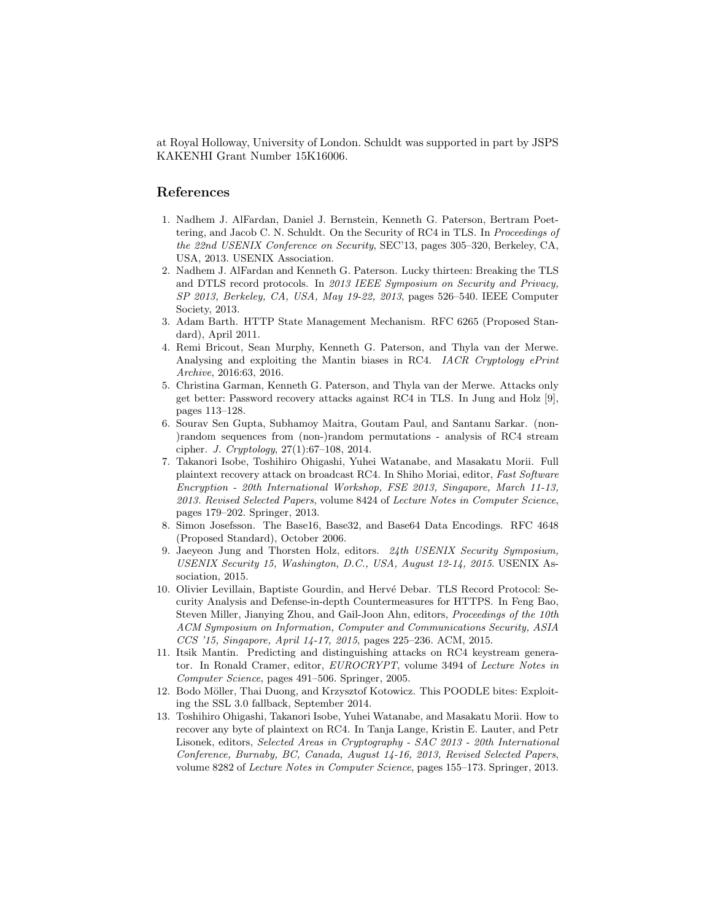at Royal Holloway, University of London. Schuldt was supported in part by JSPS KAKENHI Grant Number 15K16006.

## References

1. Nadhem J. AlFardan, Daniel J. Bernstein, Kenneth G. Paterson, Bertram Poettering, and Jacob C. N. Schuldt. On the Security of RC4 in TLS. In *Proceedings of the 22nd USENIX Conference on Security*, SEC'13, pages 305–320, Berkeley, CA, USA, 2013. USENIX Association.
2. Nadhem J. AlFardan and Kenneth G. Paterson. Lucky thirteen: Breaking the TLS and DTLS record protocols. In *2013 IEEE Symposium on Security and Privacy, SP 2013, Berkeley, CA, USA, May 19-22, 2013*, pages 526–540. IEEE Computer Society, 2013.
3. Adam Barth. HTTP State Management Mechanism. RFC 6265 (Proposed Standard), April 2011.
4. Remi Bricout, Sean Murphy, Kenneth G. Paterson, and Thyla van der Merwe. Analysing and exploiting the Mantin biases in RC4. *IACR Cryptology ePrint Archive*, 2016:63, 2016.
5. Christina Garman, Kenneth G. Paterson, and Thyla van der Merwe. Attacks only get better: Password recovery attacks against RC4 in TLS. In Jung and Holz [9], pages 113–128.
6. Sourav Sen Gupta, Subhamoy Maitra, Goutam Paul, and Santanu Sarkar. (non-)random sequences from (non-)random permutations - analysis of RC4 stream cipher. *J. Cryptology*, 27(1):67–108, 2014.
7. Takanori Isobe, Toshihiro Ohigashi, Yuhei Watanabe, and Masakatu Morii. Full plaintext recovery attack on broadcast RC4. In Shiho Moriai, editor, *Fast Software Encryption - 20th International Workshop, FSE 2013, Singapore, March 11-13, 2013. Revised Selected Papers*, volume 8424 of *Lecture Notes in Computer Science*, pages 179–202. Springer, 2013.
8. Simon Josefsson. The Base16, Base32, and Base64 Data Encodings. RFC 4648 (Proposed Standard), October 2006.
9. Jaeyeon Jung and Thorsten Holz, editors. *24th USENIX Security Symposium, USENIX Security 15, Washington, D.C., USA, August 12-14, 2015*. USENIX Association, 2015.
10. Olivier Levillain, Baptiste Gourdin, and Hervé Debar. TLS Record Protocol: Security Analysis and Defense-in-depth Countermeasures for HTTPS. In Feng Bao, Steven Miller, Jianying Zhou, and Gail-Joon Ahn, editors, *Proceedings of the 10th ACM Symposium on Information, Computer and Communications Security, ASIA CCS '15, Singapore, April 14-17, 2015*, pages 225–236. ACM, 2015.
11. Itsik Mantin. Predicting and distinguishing attacks on RC4 keystream generator. In Ronald Cramer, editor, *EUROCRYPT*, volume 3494 of *Lecture Notes in Computer Science*, pages 491–506. Springer, 2005.
12. Bodo Möller, Thai Duong, and Krzysztof Kotowicz. This POODLE bites: Exploiting the SSL 3.0 fallback, September 2014.
13. Toshihiro Ohigashi, Takanori Isobe, Yuhei Watanabe, and Masakatu Morii. How to recover any byte of plaintext on RC4. In Tanja Lange, Kristin E. Lauter, and Petr Lisonek, editors, *Selected Areas in Cryptography - SAC 2013 - 20th International Conference, Burnaby, BC, Canada, August 14-16, 2013, Revised Selected Papers*, volume 8282 of *Lecture Notes in Computer Science*, pages 155–173. Springer, 2013.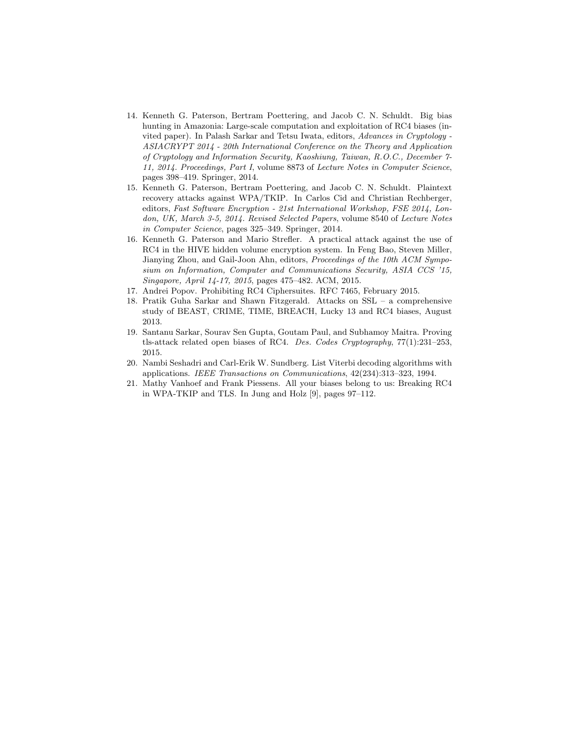14. Kenneth G. Paterson, Bertram Poettering, and Jacob C. N. Schuldt. Big bias hunting in Amazonia: Large-scale computation and exploitation of RC4 biases (invited paper). In Palash Sarkar and Tetsu Iwata, editors, *Advances in Cryptology - ASIACRYPT 2014 - 20th International Conference on the Theory and Application of Cryptology and Information Security, Kaoshiung, Taiwan, R.O.C., December 7-11, 2014. Proceedings, Part I*, volume 8873 of *Lecture Notes in Computer Science*, pages 398–419. Springer, 2014.
15. Kenneth G. Paterson, Bertram Poettering, and Jacob C. N. Schuldt. Plaintext recovery attacks against WPA/TKIP. In Carlos Cid and Christian Rechberger, editors, *Fast Software Encryption - 21st International Workshop, FSE 2014, London, UK, March 3-5, 2014. Revised Selected Papers*, volume 8540 of *Lecture Notes in Computer Science*, pages 325–349. Springer, 2014.
16. Kenneth G. Paterson and Mario Strefler. A practical attack against the use of RC4 in the HIVE hidden volume encryption system. In Feng Bao, Steven Miller, Jianying Zhou, and Gail-Joon Ahn, editors, *Proceedings of the 10th ACM Symposium on Information, Computer and Communications Security, ASIA CCS '15, Singapore, April 14-17, 2015*, pages 475–482. ACM, 2015.
17. Andrei Popov. Prohibiting RC4 Ciphersuites. RFC 7465, February 2015.
18. Pratik Guha Sarkar and Shawn Fitzgerald. Attacks on SSL – a comprehensive study of BEAST, CRIME, TIME, BREACH, Lucky 13 and RC4 biases, August 2013.
19. Santanu Sarkar, Sourav Sen Gupta, Goutam Paul, and Subhamoy Maitra. Proving tls-attack related open biases of RC4. *Des. Codes Cryptography*, 77(1):231–253, 2015.
20. Nambi Seshadri and Carl-Erik W. Sundberg. List Viterbi decoding algorithms with applications. *IEEE Transactions on Communications*, 42(234):313–323, 1994.
21. Mathy Vanhoef and Frank Piessens. All your biases belong to us: Breaking RC4 in WPA-TKIP and TLS. In Jung and Holz [9], pages 97–112.